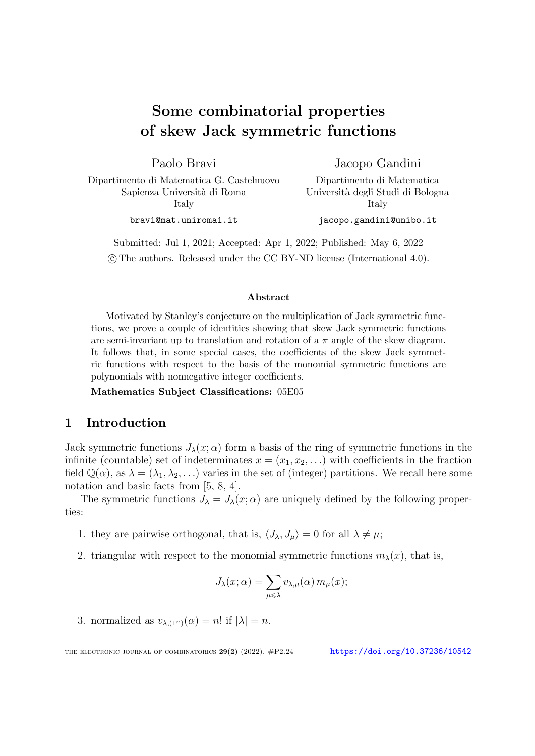# Some combinatorial properties of skew Jack symmetric functions

Paolo Bravi

Dipartimento di Matematica G. Castelnuovo
Sapienza Università di Roma
Italy

bravi@mat.uniroma1.it

Jacopo Gandini

Dipartimento di Matematica
Università degli Studi di Bologna
Italy

jacopo.gandini@unibo.it

Submitted: Jul 1, 2021; Accepted: Apr 1, 2022; Published: May 6, 2022

© The authors. Released under the CC BY-ND license (International 4.0).

### Abstract

Motivated by Stanley's conjecture on the multiplication of Jack symmetric functions, we prove a couple of identities showing that skew Jack symmetric functions are semi-invariant up to translation and rotation of a $\pi$ angle of the skew diagram. It follows that, in some special cases, the coefficients of the skew Jack symmetric functions with respect to the basis of the monomial symmetric functions are polynomials with nonnegative integer coefficients.

**Mathematics Subject Classifications:** 05E05

## 1 Introduction

Jack symmetric functions $J_\lambda(x;\alpha)$ form a basis of the ring of symmetric functions in the infinite (countable) set of indeterminates $x = (x_1, x_2, \ldots)$ with coefficients in the fraction field $\mathbb{Q}(\alpha)$, as $\lambda = (\lambda_1, \lambda_2, \ldots)$ varies in the set of (integer) partitions. We recall here some notation and basic facts from [5, 8, 4].

The symmetric functions $J_\lambda = J_\lambda(x;\alpha)$ are uniquely defined by the following properties:

1. they are pairwise orthogonal, that is, $\langle J_\lambda, J_\mu \rangle = 0$ for all $\lambda \neq \mu$;
2. triangular with respect to the monomial symmetric functions $m_\lambda(x)$, that is,

$$J_\lambda(x;\alpha) = \sum_{\mu \leqslant \lambda} v_{\lambda,\mu}(\alpha)\, m_\mu(x);$$

3. normalized as $v_{\lambda,(1^n)}(\alpha) = n!$ if $|\lambda| = n$.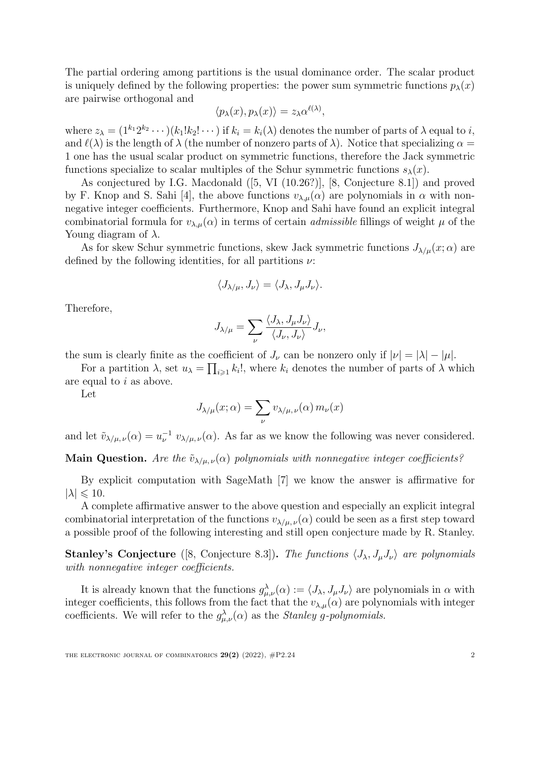The partial ordering among partitions is the usual dominance order. The scalar product is uniquely defined by the following properties: the power sum symmetric functions $p_\lambda(x)$ are pairwise orthogonal and

$$\langle p_\lambda(x), p_\lambda(x)\rangle = z_\lambda \alpha^{\ell(\lambda)},$$

where $z_\lambda = (1^{k_1}2^{k_2}\cdots)(k_1!k_2!\cdots)$ if $k_i = k_i(\lambda)$ denotes the number of parts of $\lambda$ equal to $i$, and $\ell(\lambda)$ is the length of $\lambda$ (the number of nonzero parts of $\lambda$). Notice that specializing $\alpha = 1$ one has the usual scalar product on symmetric functions, therefore the Jack symmetric functions specialize to scalar multiples of the Schur symmetric functions $s_\lambda(x)$.

As conjectured by I.G. Macdonald ([5, VI (10.26?)], [8, Conjecture 8.1]) and proved by F. Knop and S. Sahi [4], the above functions $v_{\lambda,\mu}(\alpha)$ are polynomials in $\alpha$ with nonnegative integer coefficients. Furthermore, Knop and Sahi have found an explicit integral combinatorial formula for $v_{\lambda,\mu}(\alpha)$ in terms of certain *admissible* fillings of weight $\mu$ of the Young diagram of $\lambda$.

As for skew Schur symmetric functions, skew Jack symmetric functions $J_{\lambda/\mu}(x;\alpha)$ are defined by the following identities, for all partitions $\nu$:

$$\langle J_{\lambda/\mu}, J_\nu\rangle = \langle J_\lambda, J_\mu J_\nu\rangle.$$

Therefore,

$$J_{\lambda/\mu} = \sum_\nu \frac{\langle J_\lambda, J_\mu J_\nu\rangle}{\langle J_\nu, J_\nu\rangle} J_\nu,$$

the sum is clearly finite as the coefficient of $J_\nu$ can be nonzero only if $|\nu| = |\lambda| - |\mu|$.

For a partition $\lambda$, set $u_\lambda = \prod_{i\geqslant 1} k_i!$, where $k_i$ denotes the number of parts of $\lambda$ which are equal to $i$ as above.

Let

$$J_{\lambda/\mu}(x;\alpha) = \sum_\nu v_{\lambda/\mu,\,\nu}(\alpha)\, m_\nu(x)$$

and let $\tilde{v}_{\lambda/\mu,\,\nu}(\alpha) = u_\nu^{-1}\, v_{\lambda/\mu,\,\nu}(\alpha)$. As far as we know the following was never considered.

**Main Question.** *Are the $\tilde{v}_{\lambda/\mu,\,\nu}(\alpha)$ polynomials with nonnegative integer coefficients?*

By explicit computation with SageMath [7] we know the answer is affirmative for $|\lambda| \leqslant 10$.

A complete affirmative answer to the above question and especially an explicit integral combinatorial interpretation of the functions $v_{\lambda/\mu,\,\nu}(\alpha)$ could be seen as a first step toward a possible proof of the following interesting and still open conjecture made by R. Stanley.

**Stanley's Conjecture** ([8, Conjecture 8.3])**.** *The functions $\langle J_\lambda, J_\mu J_\nu\rangle$ are polynomials with nonnegative integer coefficients.*

It is already known that the functions $g^\lambda_{\mu,\nu}(\alpha) := \langle J_\lambda, J_\mu J_\nu\rangle$ are polynomials in $\alpha$ with integer coefficients, this follows from the fact that the $v_{\lambda,\mu}(\alpha)$ are polynomials with integer coefficients. We will refer to the $g^\lambda_{\mu,\nu}(\alpha)$ as the *Stanley g-polynomials*.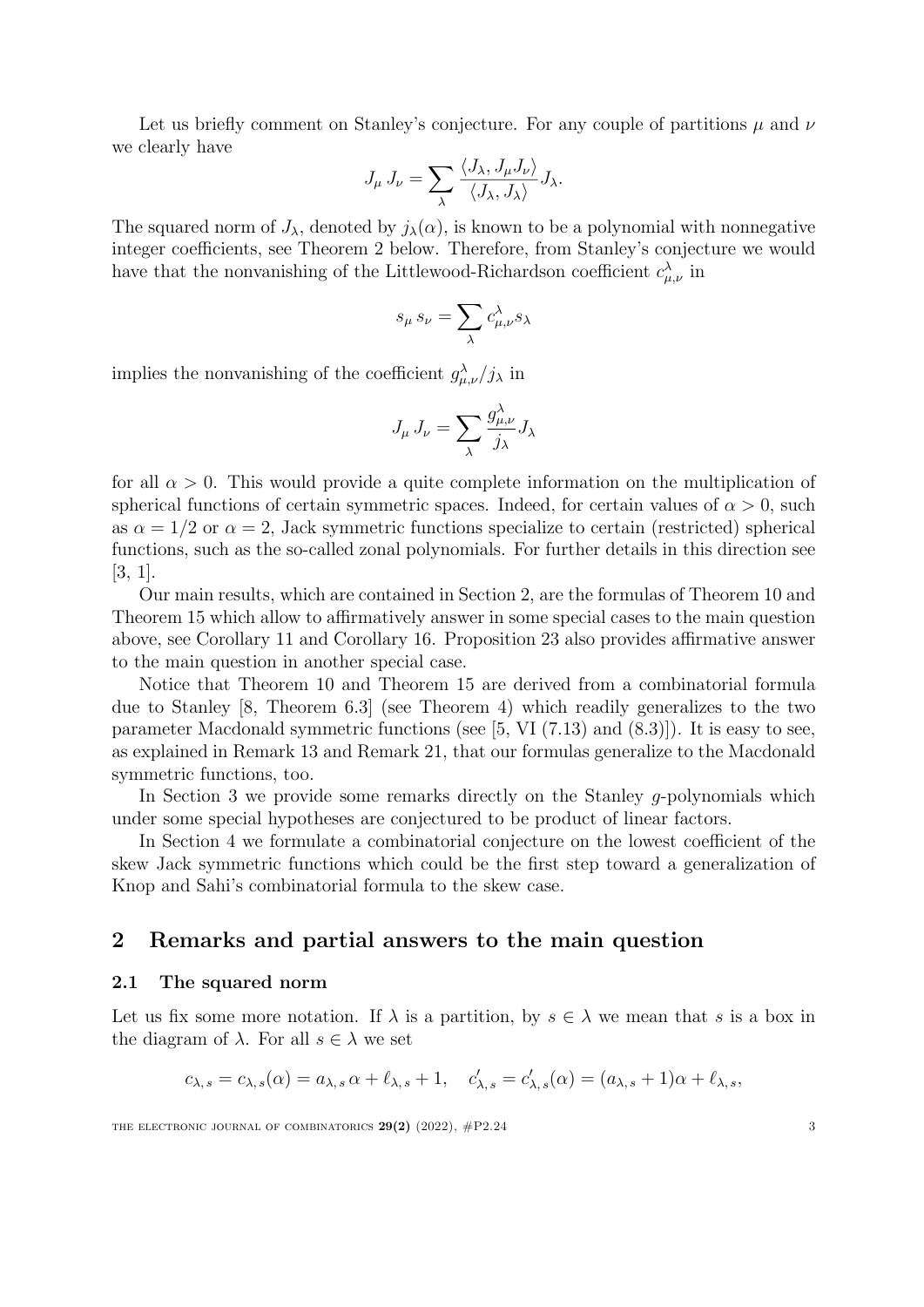Let us briefly comment on Stanley's conjecture. For any couple of partitions $\mu$ and $\nu$ we clearly have

$$J_\mu \, J_\nu = \sum_\lambda \frac{\langle J_\lambda, J_\mu J_\nu \rangle}{\langle J_\lambda, J_\lambda \rangle} J_\lambda.$$

The squared norm of $J_\lambda$, denoted by $j_\lambda(\alpha)$, is known to be a polynomial with nonnegative integer coefficients, see Theorem 2 below. Therefore, from Stanley's conjecture we would have that the nonvanishing of the Littlewood-Richardson coefficient $c^\lambda_{\mu,\nu}$ in

$$s_\mu \, s_\nu = \sum_\lambda c^\lambda_{\mu,\nu} s_\lambda$$

implies the nonvanishing of the coefficient $g^\lambda_{\mu,\nu}/j_\lambda$ in

$$J_\mu \, J_\nu = \sum_\lambda \frac{g^\lambda_{\mu,\nu}}{j_\lambda} J_\lambda$$

for all $\alpha > 0$. This would provide a quite complete information on the multiplication of spherical functions of certain symmetric spaces. Indeed, for certain values of $\alpha > 0$, such as $\alpha = 1/2$ or $\alpha = 2$, Jack symmetric functions specialize to certain (restricted) spherical functions, such as the so-called zonal polynomials. For further details in this direction see [3, 1].

Our main results, which are contained in Section 2, are the formulas of Theorem 10 and Theorem 15 which allow to affirmatively answer in some special cases to the main question above, see Corollary 11 and Corollary 16. Proposition 23 also provides affirmative answer to the main question in another special case.

Notice that Theorem 10 and Theorem 15 are derived from a combinatorial formula due to Stanley [8, Theorem 6.3] (see Theorem 4) which readily generalizes to the two parameter Macdonald symmetric functions (see [5, VI (7.13) and (8.3)]). It is easy to see, as explained in Remark 13 and Remark 21, that our formulas generalize to the Macdonald symmetric functions, too.

In Section 3 we provide some remarks directly on the Stanley $g$-polynomials which under some special hypotheses are conjectured to be product of linear factors.

In Section 4 we formulate a combinatorial conjecture on the lowest coefficient of the skew Jack symmetric functions which could be the first step toward a generalization of Knop and Sahi's combinatorial formula to the skew case.

## 2 Remarks and partial answers to the main question

### 2.1 The squared norm

Let us fix some more notation. If $\lambda$ is a partition, by $s \in \lambda$ we mean that $s$ is a box in the diagram of $\lambda$. For all $s \in \lambda$ we set

$$c_{\lambda,\,s} = c_{\lambda,\,s}(\alpha) = a_{\lambda,\,s}\,\alpha + \ell_{\lambda,\,s} + 1, \quad c'_{\lambda,\,s} = c'_{\lambda,\,s}(\alpha) = (a_{\lambda,\,s} + 1)\alpha + \ell_{\lambda,\,s},$$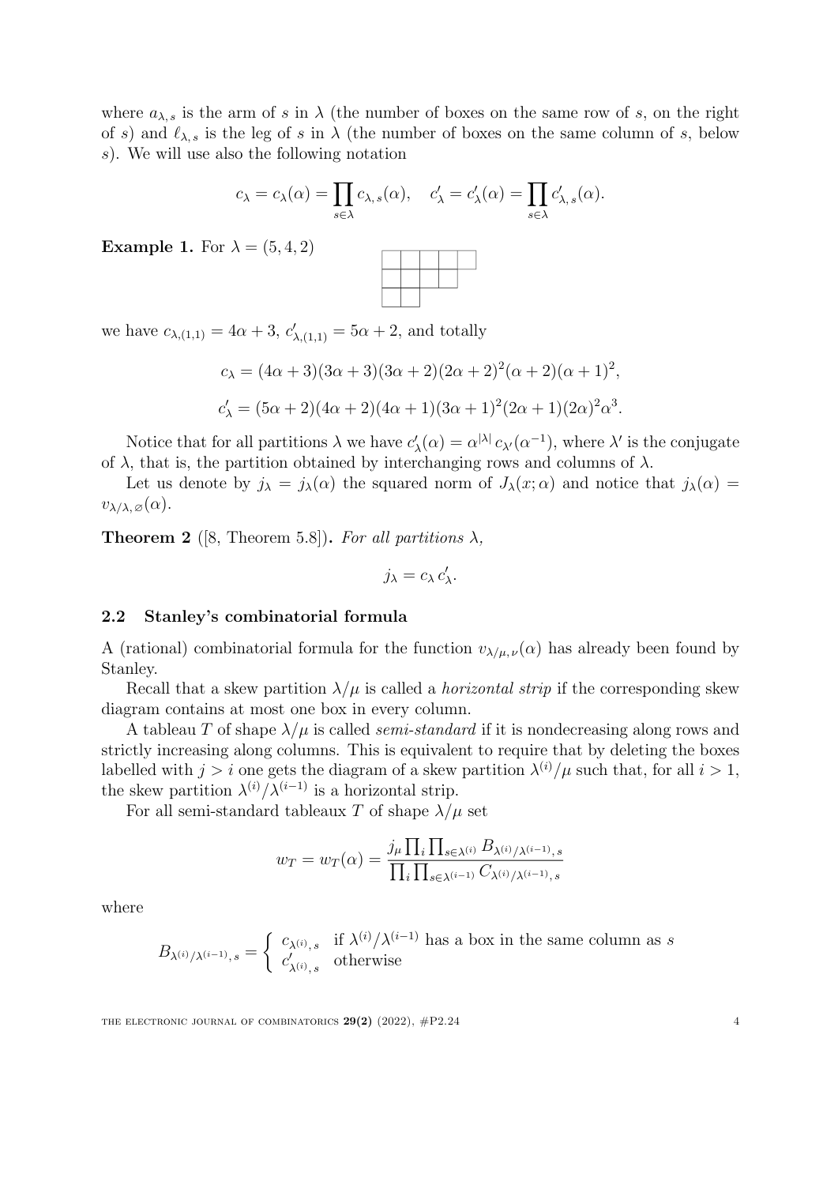where $a_{\lambda,s}$ is the arm of $s$ in $\lambda$ (the number of boxes on the same row of $s$, on the right of $s$) and $\ell_{\lambda,s}$ is the leg of $s$ in $\lambda$ (the number of boxes on the same column of $s$, below $s$). We will use also the following notation

$$c_\lambda = c_\lambda(\alpha) = \prod_{s\in\lambda} c_{\lambda,s}(\alpha), \quad c'_\lambda = c'_\lambda(\alpha) = \prod_{s\in\lambda} c'_{\lambda,s}(\alpha).$$

**Example 1.** For $\lambda = (5,4,2)$

we have $c_{\lambda,(1,1)} = 4\alpha + 3$, $c'_{\lambda,(1,1)} = 5\alpha + 2$, and totally

$$c_\lambda = (4\alpha+3)(3\alpha+3)(3\alpha+2)(2\alpha+2)^2(\alpha+2)(\alpha+1)^2,$$

$$c'_\lambda = (5\alpha+2)(4\alpha+2)(4\alpha+1)(3\alpha+1)^2(2\alpha+1)(2\alpha)^2\alpha^3.$$

Notice that for all partitions $\lambda$ we have $c'_\lambda(\alpha) = \alpha^{|\lambda|}\, c_{\lambda'}(\alpha^{-1})$, where $\lambda'$ is the conjugate of $\lambda$, that is, the partition obtained by interchanging rows and columns of $\lambda$.

Let us denote by $j_\lambda = j_\lambda(\alpha)$ the squared norm of $J_\lambda(x;\alpha)$ and notice that $j_\lambda(\alpha) = v_{\lambda/\lambda,\varnothing}(\alpha)$.

**Theorem 2** ([8, Theorem 5.8])**.** *For all partitions $\lambda$,*

$$j_\lambda = c_\lambda\, c'_\lambda.$$

### 2.2 Stanley's combinatorial formula

A (rational) combinatorial formula for the function $v_{\lambda/\mu,\nu}(\alpha)$ has already been found by Stanley.

Recall that a skew partition $\lambda/\mu$ is called a *horizontal strip* if the corresponding skew diagram contains at most one box in every column.

A tableau $T$ of shape $\lambda/\mu$ is called *semi-standard* if it is nondecreasing along rows and strictly increasing along columns. This is equivalent to require that by deleting the boxes labelled with $j > i$ one gets the diagram of a skew partition $\lambda^{(i)}/\mu$ such that, for all $i > 1$, the skew partition $\lambda^{(i)}/\lambda^{(i-1)}$ is a horizontal strip.

For all semi-standard tableaux $T$ of shape $\lambda/\mu$ set

$$w_T = w_T(\alpha) = \frac{j_\mu \prod_i \prod_{s\in\lambda^{(i)}} B_{\lambda^{(i)}/\lambda^{(i-1)},\,s}}{\prod_i \prod_{s\in\lambda^{(i-1)}} C_{\lambda^{(i)}/\lambda^{(i-1)},\,s}}$$

where

$$B_{\lambda^{(i)}/\lambda^{(i-1)},\,s} = \begin{cases} c_{\lambda^{(i)},\,s} & \text{if } \lambda^{(i)}/\lambda^{(i-1)} \text{ has a box in the same column as } s \\ c'_{\lambda^{(i)},\,s} & \text{otherwise} \end{cases}$$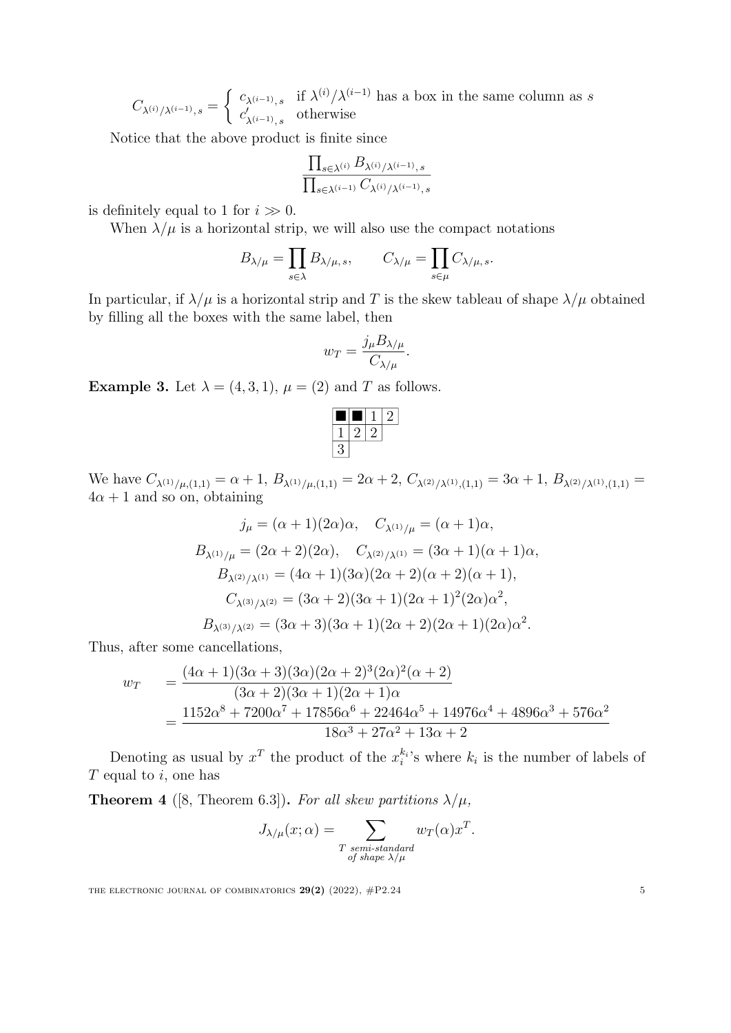$$C_{\lambda^{(i)}/\lambda^{(i-1)},\,s} = \begin{cases} c_{\lambda^{(i-1)},\,s} & \text{if } \lambda^{(i)}/\lambda^{(i-1)} \text{ has a box in the same column as } s \\ c'_{\lambda^{(i-1)},\,s} & \text{otherwise} \end{cases}$$

Notice that the above product is finite since

$$\frac{\prod_{s\in\lambda^{(i)}} B_{\lambda^{(i)}/\lambda^{(i-1)},\,s}}{\prod_{s\in\lambda^{(i-1)}} C_{\lambda^{(i)}/\lambda^{(i-1)},\,s}}$$

is definitely equal to 1 for $i \gg 0$.

When $\lambda/\mu$ is a horizontal strip, we will also use the compact notations

$$B_{\lambda/\mu} = \prod_{s\in\lambda} B_{\lambda/\mu,\,s}, \qquad C_{\lambda/\mu} = \prod_{s\in\mu} C_{\lambda/\mu,\,s}.$$

In particular, if $\lambda/\mu$ is a horizontal strip and $T$ is the skew tableau of shape $\lambda/\mu$ obtained by filling all the boxes with the same label, then

$$w_T = \frac{j_\mu B_{\lambda/\mu}}{C_{\lambda/\mu}}.$$

**Example 3.** Let $\lambda = (4,3,1)$, $\mu = (2)$ and $T$ as follows.

| ■ | ■ | 1 | 2 |
|---|---|---|---|
| 1 | 2 | 2 | |
| 3 | | | |

We have $C_{\lambda^{(1)}/\mu,(1,1)} = \alpha+1$, $B_{\lambda^{(1)}/\mu,(1,1)} = 2\alpha+2$, $C_{\lambda^{(2)}/\lambda^{(1)},(1,1)} = 3\alpha+1$, $B_{\lambda^{(2)}/\lambda^{(1)},(1,1)} = 4\alpha+1$ and so on, obtaining

$$j_\mu = (\alpha+1)(2\alpha)\alpha, \quad C_{\lambda^{(1)}/\mu} = (\alpha+1)\alpha,$$

$$B_{\lambda^{(1)}/\mu} = (2\alpha+2)(2\alpha), \quad C_{\lambda^{(2)}/\lambda^{(1)}} = (3\alpha+1)(\alpha+1)\alpha,$$

$$B_{\lambda^{(2)}/\lambda^{(1)}} = (4\alpha+1)(3\alpha)(2\alpha+2)(\alpha+2)(\alpha+1),$$

$$C_{\lambda^{(3)}/\lambda^{(2)}} = (3\alpha+2)(3\alpha+1)(2\alpha+1)^2(2\alpha)\alpha^2,$$

$$B_{\lambda^{(3)}/\lambda^{(2)}} = (3\alpha+3)(3\alpha+1)(2\alpha+2)(2\alpha+1)(2\alpha)\alpha^2.$$

Thus, after some cancellations,

$$\begin{aligned} w_T &= \frac{(4\alpha+1)(3\alpha+3)(3\alpha)(2\alpha+2)^3(2\alpha)^2(\alpha+2)}{(3\alpha+2)(3\alpha+1)(2\alpha+1)\alpha} \\ &= \frac{1152\alpha^8 + 7200\alpha^7 + 17856\alpha^6 + 22464\alpha^5 + 14976\alpha^4 + 4896\alpha^3 + 576\alpha^2}{18\alpha^3 + 27\alpha^2 + 13\alpha + 2} \end{aligned}$$

Denoting as usual by $x^T$ the product of the $x_i^{k_i}$'s where $k_i$ is the number of labels of $T$ equal to $i$, one has

**Theorem 4** ([8, Theorem 6.3])**.** *For all skew partitions $\lambda/\mu$,*

$$J_{\lambda/\mu}(x;\alpha) = \sum_{\substack{T \text{ semi-standard} \\ \text{of shape } \lambda/\mu}} w_T(\alpha) x^T.$$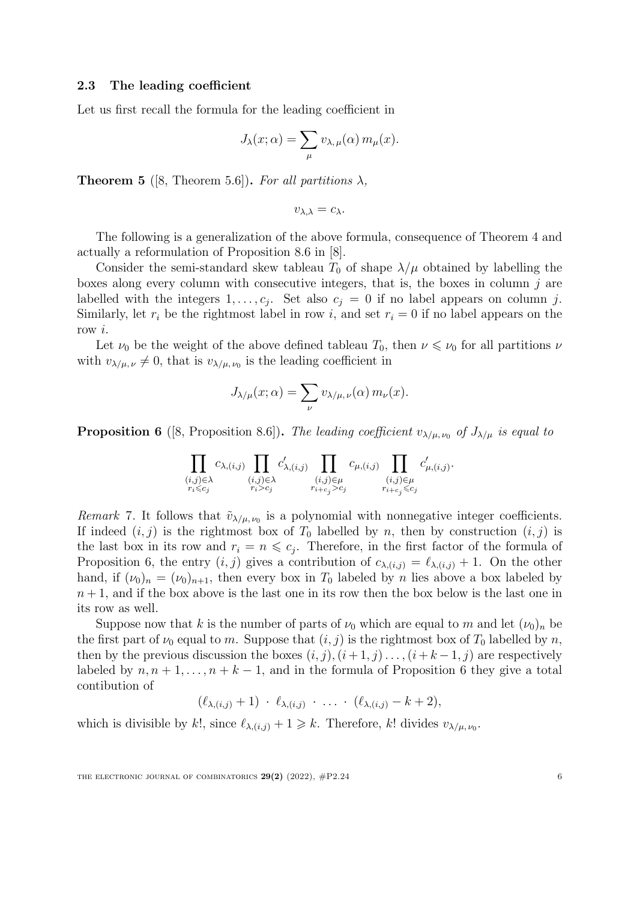### 2.3 The leading coefficient

Let us first recall the formula for the leading coefficient in

$$J_\lambda(x;\alpha) = \sum_\mu v_{\lambda,\mu}(\alpha)\, m_\mu(x).$$

**Theorem 5** ([8, Theorem 5.6]). *For all partitions $\lambda$,*

$$v_{\lambda,\lambda} = c_\lambda.$$

The following is a generalization of the above formula, consequence of Theorem 4 and actually a reformulation of Proposition 8.6 in [8].

Consider the semi-standard skew tableau $T_0$ of shape $\lambda/\mu$ obtained by labelling the boxes along every column with consecutive integers, that is, the boxes in column $j$ are labelled with the integers $1,\dots,c_j$. Set also $c_j = 0$ if no label appears on column $j$. Similarly, let $r_i$ be the rightmost label in row $i$, and set $r_i = 0$ if no label appears on the row $i$.

Let $\nu_0$ be the weight of the above defined tableau $T_0$, then $\nu \leqslant \nu_0$ for all partitions $\nu$ with $v_{\lambda/\mu,\nu} \neq 0$, that is $v_{\lambda/\mu,\nu_0}$ is the leading coefficient in

$$J_{\lambda/\mu}(x;\alpha) = \sum_\nu v_{\lambda/\mu,\nu}(\alpha)\, m_\nu(x).$$

**Proposition 6** ([8, Proposition 8.6]). *The leading coefficient $v_{\lambda/\mu,\nu_0}$ of $J_{\lambda/\mu}$ is equal to*

$$\prod_{\substack{(i,j)\in\lambda \\ r_i \leqslant c_j}} c_{\lambda,(i,j)} \prod_{\substack{(i,j)\in\lambda \\ r_i > c_j}} c'_{\lambda,(i,j)} \prod_{\substack{(i,j)\in\mu \\ r_{i+c_j} > c_j}} c_{\mu,(i,j)} \prod_{\substack{(i,j)\in\mu \\ r_{i+c_j} \leqslant c_j}} c'_{\mu,(i,j)}.$$

*Remark* 7. It follows that $\tilde{v}_{\lambda/\mu,\nu_0}$ is a polynomial with nonnegative integer coefficients. If indeed $(i,j)$ is the rightmost box of $T_0$ labelled by $n$, then by construction $(i,j)$ is the last box in its row and $r_i = n \leqslant c_j$. Therefore, in the first factor of the formula of Proposition 6, the entry $(i,j)$ gives a contribution of $c_{\lambda,(i,j)} = \ell_{\lambda,(i,j)} + 1$. On the other hand, if $(\nu_0)_n = (\nu_0)_{n+1}$, then every box in $T_0$ labeled by $n$ lies above a box labeled by $n+1$, and if the box above is the last one in its row then the box below is the last one in its row as well.

Suppose now that $k$ is the number of parts of $\nu_0$ which are equal to $m$ and let $(\nu_0)_n$ be the first part of $\nu_0$ equal to $m$. Suppose that $(i,j)$ is the rightmost box of $T_0$ labelled by $n$, then by the previous discussion the boxes $(i,j),(i+1,j)\dots,(i+k-1,j)$ are respectively labeled by $n, n+1,\dots,n+k-1$, and in the formula of Proposition 6 they give a total contibution of

$$(\ell_{\lambda,(i,j)}+1)\ \cdot\ \ell_{\lambda,(i,j)}\ \cdot\ \dots\ \cdot\ (\ell_{\lambda,(i,j)}-k+2),$$

which is divisible by $k!$, since $\ell_{\lambda,(i,j)} + 1 \geqslant k$. Therefore, $k!$ divides $v_{\lambda/\mu,\nu_0}$.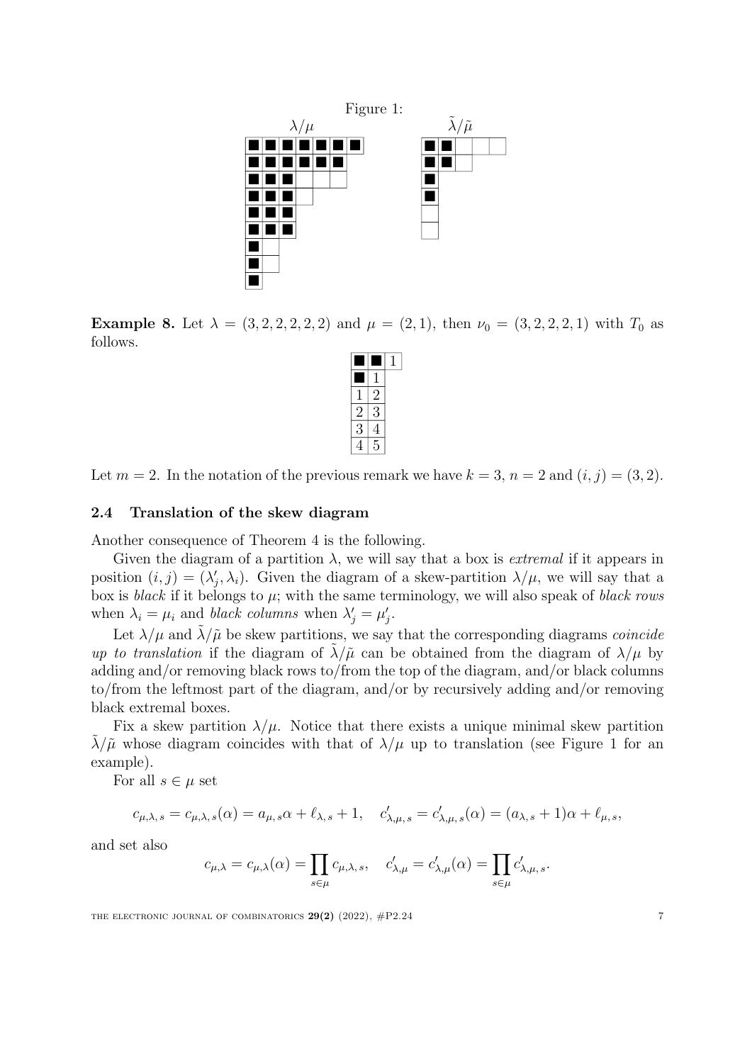Figure 1:

$\lambda/\mu$ $\tilde{\lambda}/\tilde{\mu}$

**Example 8.** Let $\lambda = (3, 2, 2, 2, 2, 2)$ and $\mu = (2, 1)$, then $\nu_0 = (3, 2, 2, 2, 1)$ with $T_0$ as follows.

| | | |
|---|---|---|
| ■ | ■ | 1 |
| ■ | 1 | |
| 1 | 2 | |
| 2 | 3 | |
| 3 | 4 | |
| 4 | 5 | |

Let $m = 2$. In the notation of the previous remark we have $k = 3$, $n = 2$ and $(i, j) = (3, 2)$.

### 2.4 Translation of the skew diagram

Another consequence of Theorem 4 is the following.

Given the diagram of a partition $\lambda$, we will say that a box is *extremal* if it appears in position $(i, j) = (\lambda'_j, \lambda_i)$. Given the diagram of a skew-partition $\lambda/\mu$, we will say that a box is *black* if it belongs to $\mu$; with the same terminology, we will also speak of *black rows* when $\lambda_i = \mu_i$ and *black columns* when $\lambda'_j = \mu'_j$.

Let $\lambda/\mu$ and $\tilde{\lambda}/\tilde{\mu}$ be skew partitions, we say that the corresponding diagrams *coincide up to translation* if the diagram of $\tilde{\lambda}/\tilde{\mu}$ can be obtained from the diagram of $\lambda/\mu$ by adding and/or removing black rows to/from the top of the diagram, and/or black columns to/from the leftmost part of the diagram, and/or by recursively adding and/or removing black extremal boxes.

Fix a skew partition $\lambda/\mu$. Notice that there exists a unique minimal skew partition $\tilde{\lambda}/\tilde{\mu}$ whose diagram coincides with that of $\lambda/\mu$ up to translation (see Figure 1 for an example).

For all $s \in \mu$ set

$$c_{\mu,\lambda,s} = c_{\mu,\lambda,s}(\alpha) = a_{\mu,s}\alpha + \ell_{\lambda,s} + 1, \quad c'_{\lambda,\mu,s} = c'_{\lambda,\mu,s}(\alpha) = (a_{\lambda,s} + 1)\alpha + \ell_{\mu,s},$$

and set also

$$c_{\mu,\lambda} = c_{\mu,\lambda}(\alpha) = \prod_{s\in\mu} c_{\mu,\lambda,s}, \quad c'_{\lambda,\mu} = c'_{\lambda,\mu}(\alpha) = \prod_{s\in\mu} c'_{\lambda,\mu,s}.$$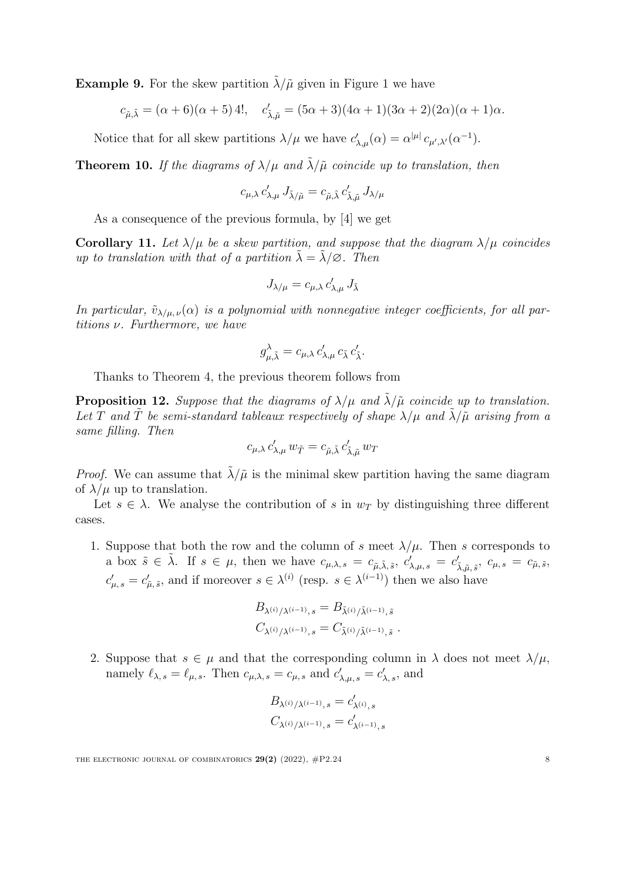**Example 9.** For the skew partition $\tilde{\lambda}/\tilde{\mu}$ given in Figure 1 we have

$$c_{\tilde{\mu},\tilde{\lambda}} = (\alpha+6)(\alpha+5)\,4!, \quad c'_{\tilde{\lambda},\tilde{\mu}} = (5\alpha+3)(4\alpha+1)(3\alpha+2)(2\alpha)(\alpha+1)\alpha.$$

Notice that for all skew partitions $\lambda/\mu$ we have $c'_{\lambda,\mu}(\alpha) = \alpha^{|\mu|}\, c_{\mu',\lambda'}(\alpha^{-1})$.

**Theorem 10.** *If the diagrams of $\lambda/\mu$ and $\tilde{\lambda}/\tilde{\mu}$ coincide up to translation, then*

$$c_{\mu,\lambda}\, c'_{\lambda,\mu}\, J_{\tilde{\lambda}/\tilde{\mu}} = c_{\tilde{\mu},\tilde{\lambda}}\, c'_{\tilde{\lambda},\tilde{\mu}}\, J_{\lambda/\mu}$$

As a consequence of the previous formula, by [4] we get

**Corollary 11.** *Let $\lambda/\mu$ be a skew partition, and suppose that the diagram $\lambda/\mu$ coincides up to translation with that of a partition $\tilde{\lambda} = \tilde{\lambda}/\varnothing$. Then*

$$J_{\lambda/\mu} = c_{\mu,\lambda}\, c'_{\lambda,\mu}\, J_{\tilde{\lambda}}$$

*In particular, $\tilde{v}_{\lambda/\mu,\nu}(\alpha)$ is a polynomial with nonnegative integer coefficients, for all partitions $\nu$. Furthermore, we have*

$$g^{\lambda}_{\mu,\tilde{\lambda}} = c_{\mu,\lambda}\, c'_{\lambda,\mu}\, c_{\tilde{\lambda}}\, c'_{\tilde{\lambda}}.$$

Thanks to Theorem 4, the previous theorem follows from

**Proposition 12.** *Suppose that the diagrams of $\lambda/\mu$ and $\tilde{\lambda}/\tilde{\mu}$ coincide up to translation. Let $T$ and $\tilde{T}$ be semi-standard tableaux respectively of shape $\lambda/\mu$ and $\tilde{\lambda}/\tilde{\mu}$ arising from a same filling. Then*

$$c_{\mu,\lambda}\, c'_{\lambda,\mu}\, w_{\tilde{T}} = c_{\tilde{\mu},\tilde{\lambda}}\, c'_{\tilde{\lambda},\tilde{\mu}}\, w_T$$

*Proof.* We can assume that $\tilde{\lambda}/\tilde{\mu}$ is the minimal skew partition having the same diagram of $\lambda/\mu$ up to translation.

Let $s \in \lambda$. We analyse the contribution of $s$ in $w_T$ by distinguishing three different cases.

1. Suppose that both the row and the column of $s$ meet $\lambda/\mu$. Then $s$ corresponds to a box $\tilde{s} \in \tilde{\lambda}$. If $s \in \mu$, then we have $c_{\mu,\lambda,s} = c_{\tilde{\mu},\tilde{\lambda},\tilde{s}}$, $c'_{\lambda,\mu,s} = c'_{\tilde{\lambda},\tilde{\mu},\tilde{s}}$, $c_{\mu,s} = c_{\tilde{\mu},\tilde{s}}$, $c'_{\mu,s} = c'_{\tilde{\mu},\tilde{s}}$, and if moreover $s \in \lambda^{(i)}$ (resp. $s \in \lambda^{(i-1)}$) then we also have

$$B_{\lambda^{(i)}/\lambda^{(i-1)},\, s} = B_{\tilde{\lambda}^{(i)}/\tilde{\lambda}^{(i-1)},\, \tilde{s}}$$
$$C_{\lambda^{(i)}/\lambda^{(i-1)},\, s} = C_{\tilde{\lambda}^{(i)}/\tilde{\lambda}^{(i-1)},\, \tilde{s}}\ .$$

2. Suppose that $s \in \mu$ and that the corresponding column in $\lambda$ does not meet $\lambda/\mu$, namely $\ell_{\lambda,s} = \ell_{\mu,s}$. Then $c_{\mu,\lambda,s} = c_{\mu,s}$ and $c'_{\lambda,\mu,s} = c'_{\lambda,s}$, and

$$B_{\lambda^{(i)}/\lambda^{(i-1)},\, s} = c'_{\lambda^{(i)},\, s}$$
$$C_{\lambda^{(i)}/\lambda^{(i-1)},\, s} = c'_{\lambda^{(i-1)},\, s}$$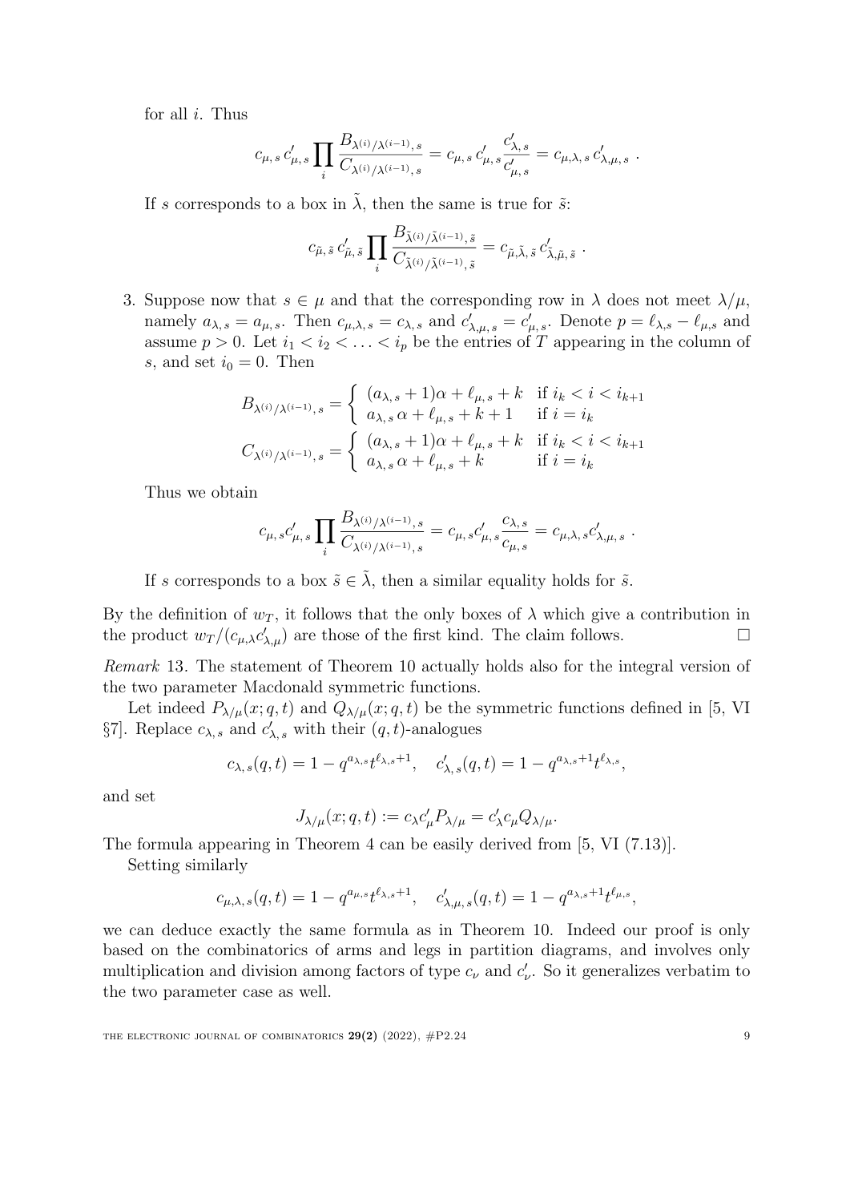for all $i$. Thus

$$c_{\mu,s}\,c'_{\mu,s}\prod_i \frac{B_{\lambda^{(i)}/\lambda^{(i-1)},s}}{C_{\lambda^{(i)}/\lambda^{(i-1)},s}} = c_{\mu,s}\,c'_{\mu,s}\frac{c'_{\lambda,s}}{c'_{\mu,s}} = c_{\mu,\lambda,s}\,c'_{\lambda,\mu,s}\ .$$

If $s$ corresponds to a box in $\tilde{\lambda}$, then the same is true for $\tilde{s}$:

$$c_{\tilde{\mu},\tilde{s}}\,c'_{\tilde{\mu},\tilde{s}}\prod_i \frac{B_{\tilde{\lambda}^{(i)}/\tilde{\lambda}^{(i-1)},\tilde{s}}}{C_{\tilde{\lambda}^{(i)}/\tilde{\lambda}^{(i-1)},\tilde{s}}} = c_{\tilde{\mu},\tilde{\lambda},\tilde{s}}\,c'_{\tilde{\lambda},\tilde{\mu},\tilde{s}}\ .$$

3. Suppose now that $s \in \mu$ and that the corresponding row in $\lambda$ does not meet $\lambda/\mu$, namely $a_{\lambda,s} = a_{\mu,s}$. Then $c_{\mu,\lambda,s} = c_{\lambda,s}$ and $c'_{\lambda,\mu,s} = c'_{\mu,s}$. Denote $p = \ell_{\lambda,s} - \ell_{\mu,s}$ and assume $p > 0$. Let $i_1 < i_2 < \ldots < i_p$ be the entries of $T$ appearing in the column of $s$, and set $i_0 = 0$. Then

$$B_{\lambda^{(i)}/\lambda^{(i-1)},s} = \begin{cases} (a_{\lambda,s}+1)\alpha + \ell_{\mu,s} + k & \text{if } i_k < i < i_{k+1} \\ a_{\lambda,s}\,\alpha + \ell_{\mu,s} + k + 1 & \text{if } i = i_k \end{cases}$$

$$C_{\lambda^{(i)}/\lambda^{(i-1)},s} = \begin{cases} (a_{\lambda,s}+1)\alpha + \ell_{\mu,s} + k & \text{if } i_k < i < i_{k+1} \\ a_{\lambda,s}\,\alpha + \ell_{\mu,s} + k & \text{if } i = i_k \end{cases}$$

Thus we obtain

$$c_{\mu,s}c'_{\mu,s}\prod_i \frac{B_{\lambda^{(i)}/\lambda^{(i-1)},s}}{C_{\lambda^{(i)}/\lambda^{(i-1)},s}} = c_{\mu,s}c'_{\mu,s}\frac{c_{\lambda,s}}{c_{\mu,s}} = c_{\mu,\lambda,s}c'_{\lambda,\mu,s}\ .$$

If $s$ corresponds to a box $\tilde{s} \in \tilde{\lambda}$, then a similar equality holds for $\tilde{s}$.

By the definition of $w_T$, it follows that the only boxes of $\lambda$ which give a contribution in the product $w_T/(c_{\mu,\lambda}c'_{\lambda,\mu})$ are those of the first kind. The claim follows. □

*Remark* 13. The statement of Theorem 10 actually holds also for the integral version of the two parameter Macdonald symmetric functions.

Let indeed $P_{\lambda/\mu}(x;q,t)$ and $Q_{\lambda/\mu}(x;q,t)$ be the symmetric functions defined in [5, VI §7]. Replace $c_{\lambda,s}$ and $c'_{\lambda,s}$ with their $(q,t)$-analogues

$$c_{\lambda,s}(q,t) = 1 - q^{a_{\lambda,s}}t^{\ell_{\lambda,s}+1}, \quad c'_{\lambda,s}(q,t) = 1 - q^{a_{\lambda,s}+1}t^{\ell_{\lambda,s}},$$

and set

$$J_{\lambda/\mu}(x;q,t) := c_\lambda c'_\mu P_{\lambda/\mu} = c'_\lambda c_\mu Q_{\lambda/\mu}.$$

The formula appearing in Theorem 4 can be easily derived from [5, VI (7.13)].

Setting similarly

$$c_{\mu,\lambda,s}(q,t) = 1 - q^{a_{\mu,s}}t^{\ell_{\lambda,s}+1}, \quad c'_{\lambda,\mu,s}(q,t) = 1 - q^{a_{\lambda,s}+1}t^{\ell_{\mu,s}},$$

we can deduce exactly the same formula as in Theorem 10. Indeed our proof is only based on the combinatorics of arms and legs in partition diagrams, and involves only multiplication and division among factors of type $c_\nu$ and $c'_\nu$. So it generalizes verbatim to the two parameter case as well.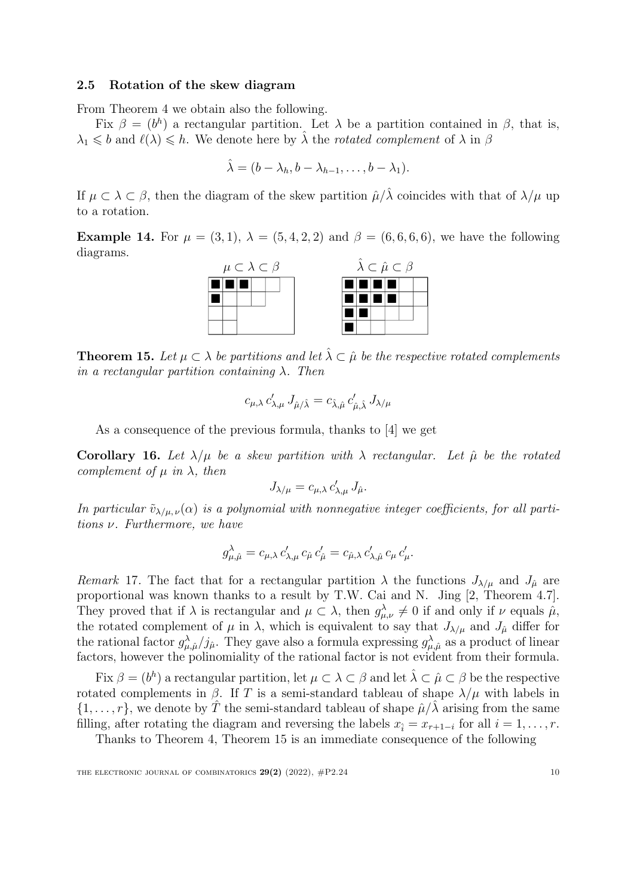### 2.5 Rotation of the skew diagram

From Theorem 4 we obtain also the following.

Fix $\beta = (b^h)$ a rectangular partition. Let $\lambda$ be a partition contained in $\beta$, that is, $\lambda_1 \leqslant b$ and $\ell(\lambda) \leqslant h$. We denote here by $\hat{\lambda}$ the *rotated complement* of $\lambda$ in $\beta$

$$\hat{\lambda} = (b - \lambda_h, b - \lambda_{h-1}, \ldots, b - \lambda_1).$$

If $\mu \subset \lambda \subset \beta$, then the diagram of the skew partition $\hat{\mu}/\hat{\lambda}$ coincides with that of $\lambda/\mu$ up to a rotation.

**Example 14.** For $\mu = (3, 1)$, $\lambda = (5, 4, 2, 2)$ and $\beta = (6, 6, 6, 6)$, we have the following diagrams.

$\mu \subset \lambda \subset \beta$ $\qquad$ $\hat{\lambda} \subset \hat{\mu} \subset \beta$

**Theorem 15.** *Let $\mu \subset \lambda$ be partitions and let $\hat{\lambda} \subset \hat{\mu}$ be the respective rotated complements in a rectangular partition containing $\lambda$. Then*

$$c_{\mu,\lambda}\, c'_{\lambda,\mu}\, J_{\hat{\mu}/\hat{\lambda}} = c_{\hat{\lambda},\hat{\mu}}\, c'_{\hat{\mu},\hat{\lambda}}\, J_{\lambda/\mu}$$

As a consequence of the previous formula, thanks to [4] we get

**Corollary 16.** *Let $\lambda/\mu$ be a skew partition with $\lambda$ rectangular. Let $\hat{\mu}$ be the rotated complement of $\mu$ in $\lambda$, then*

$$J_{\lambda/\mu} = c_{\mu,\lambda}\, c'_{\lambda,\mu}\, J_{\hat{\mu}}.$$

*In particular $\tilde{v}_{\lambda/\mu,\nu}(\alpha)$ is a polynomial with nonnegative integer coefficients, for all partitions $\nu$. Furthermore, we have*

$$g^{\lambda}_{\mu,\hat{\mu}} = c_{\mu,\lambda}\, c'_{\lambda,\mu}\, c_{\hat{\mu}}\, c'_{\hat{\mu}} = c_{\hat{\mu},\lambda}\, c'_{\lambda,\hat{\mu}}\, c_{\mu}\, c'_{\mu}.$$

*Remark* 17. The fact that for a rectangular partition $\lambda$ the functions $J_{\lambda/\mu}$ and $J_{\hat{\mu}}$ are proportional was known thanks to a result by T.W. Cai and N. Jing [2, Theorem 4.7]. They proved that if $\lambda$ is rectangular and $\mu \subset \lambda$, then $g^{\lambda}_{\mu,\nu} \neq 0$ if and only if $\nu$ equals $\hat{\mu}$, the rotated complement of $\mu$ in $\lambda$, which is equivalent to say that $J_{\lambda/\mu}$ and $J_{\hat{\mu}}$ differ for the rational factor $g^{\lambda}_{\mu,\hat{\mu}}/j_{\hat{\mu}}$. They gave also a formula expressing $g^{\lambda}_{\mu,\hat{\mu}}$ as a product of linear factors, however the polinomiality of the rational factor is not evident from their formula.

Fix $\beta = (b^h)$ a rectangular partition, let $\mu \subset \lambda \subset \beta$ and let $\hat{\lambda} \subset \hat{\mu} \subset \beta$ be the respective rotated complements in $\beta$. If $T$ is a semi-standard tableau of shape $\lambda/\mu$ with labels in $\{1, \ldots, r\}$, we denote by $\hat{T}$ the semi-standard tableau of shape $\hat{\mu}/\hat{\lambda}$ arising from the same filling, after rotating the diagram and reversing the labels $x_{\hat{i}} = x_{r+1-i}$ for all $i = 1, \ldots, r$.

Thanks to Theorem 4, Theorem 15 is an immediate consequence of the following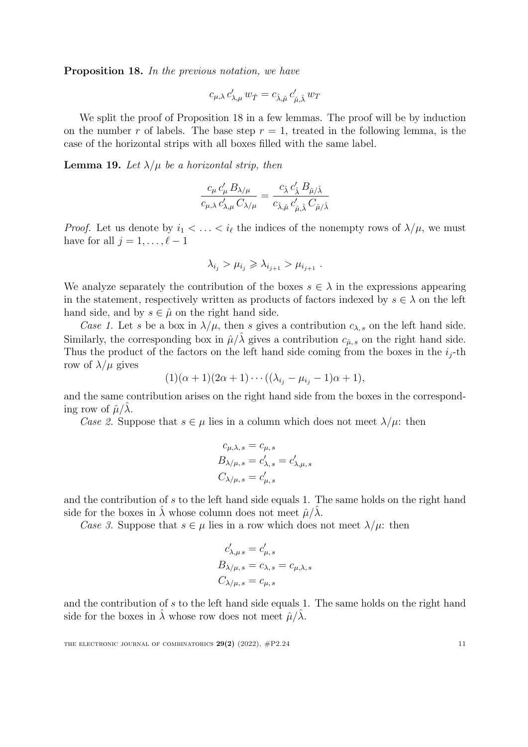**Proposition 18.** *In the previous notation, we have*

$$c_{\mu,\lambda}\, c'_{\lambda,\mu}\, w_{\hat{T}} = c_{\hat{\lambda},\hat{\mu}}\, c'_{\hat{\mu},\hat{\lambda}}\, w_T$$

We split the proof of Proposition 18 in a few lemmas. The proof will be by induction on the number $r$ of labels. The base step $r = 1$, treated in the following lemma, is the case of the horizontal strips with all boxes filled with the same label.

**Lemma 19.** *Let $\lambda/\mu$ be a horizontal strip, then*

$$\frac{c_\mu\, c'_\mu\, B_{\lambda/\mu}}{c_{\mu,\lambda}\, c'_{\lambda,\mu}\, C_{\lambda/\mu}} = \frac{c_{\hat{\lambda}}\, c'_{\hat{\lambda}}\, B_{\hat{\mu}/\hat{\lambda}}}{c_{\hat{\lambda},\hat{\mu}}\, c'_{\hat{\mu},\hat{\lambda}}\, C_{\hat{\mu}/\hat{\lambda}}}$$

*Proof.* Let us denote by $i_1 < \ldots < i_\ell$ the indices of the nonempty rows of $\lambda/\mu$, we must have for all $j = 1, \ldots, \ell - 1$

$$\lambda_{i_j} > \mu_{i_j} \geqslant \lambda_{i_{j+1}} > \mu_{i_{j+1}} \ .$$

We analyze separately the contribution of the boxes $s \in \lambda$ in the expressions appearing in the statement, respectively written as products of factors indexed by $s \in \lambda$ on the left hand side, and by $s \in \hat{\mu}$ on the right hand side.

*Case 1.* Let $s$ be a box in $\lambda/\mu$, then $s$ gives a contribution $c_{\lambda,\,s}$ on the left hand side. Similarly, the corresponding box in $\hat{\mu}/\hat{\lambda}$ gives a contribution $c_{\hat{\mu},\,s}$ on the right hand side. Thus the product of the factors on the left hand side coming from the boxes in the $i_j$-th row of $\lambda/\mu$ gives

$$(1)(\alpha+1)(2\alpha+1)\cdots((\lambda_{i_j} - \mu_{i_j} - 1)\alpha + 1),$$

and the same contribution arises on the right hand side from the boxes in the corresponding row of $\hat{\mu}/\hat{\lambda}$.

*Case 2.* Suppose that $s \in \mu$ lies in a column which does not meet $\lambda/\mu$: then

$$\begin{aligned} c_{\mu,\lambda,\,s} &= c_{\mu,\,s} \\ B_{\lambda/\mu,\,s} &= c'_{\lambda,\,s} = c'_{\lambda,\mu,\,s} \\ C_{\lambda/\mu,\,s} &= c'_{\mu,\,s} \end{aligned}$$

and the contribution of $s$ to the left hand side equals 1. The same holds on the right hand side for the boxes in $\hat{\lambda}$ whose column does not meet $\hat{\mu}/\hat{\lambda}$.

*Case 3.* Suppose that $s \in \mu$ lies in a row which does not meet $\lambda/\mu$: then

$$\begin{aligned} c'_{\lambda,\mu\,s} &= c'_{\mu,\,s} \\ B_{\lambda/\mu,\,s} &= c_{\lambda,\,s} = c_{\mu,\lambda,\,s} \\ C_{\lambda/\mu,\,s} &= c_{\mu,\,s} \end{aligned}$$

and the contribution of $s$ to the left hand side equals 1. The same holds on the right hand side for the boxes in $\hat{\lambda}$ whose row does not meet $\hat{\mu}/\hat{\lambda}$.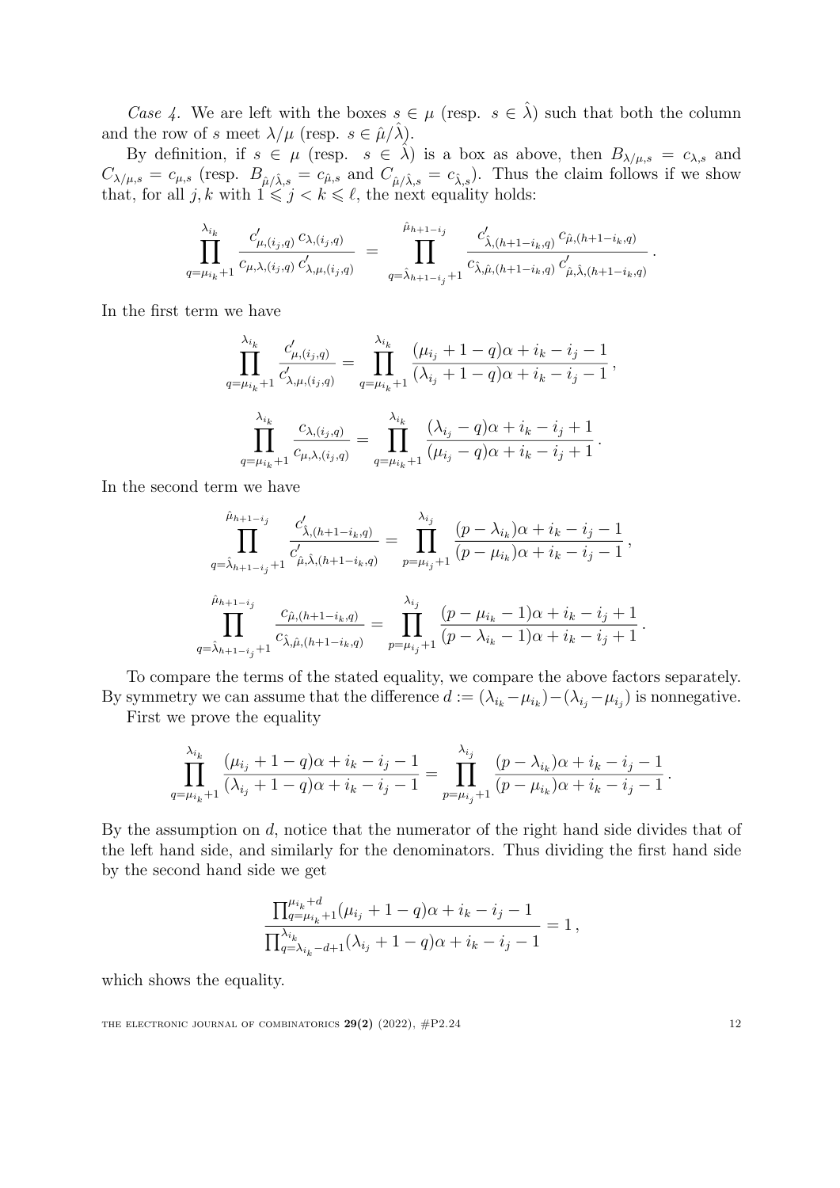*Case 4.* We are left with the boxes $s \in \mu$ (resp. $s \in \hat{\lambda}$) such that both the column and the row of $s$ meet $\lambda/\mu$ (resp. $s \in \hat{\mu}/\hat{\lambda}$).

By definition, if $s \in \mu$ (resp. $s \in \hat{\lambda}$) is a box as above, then $B_{\lambda/\mu,s} = c_{\lambda,s}$ and $C_{\lambda/\mu,s} = c_{\mu,s}$ (resp. $B_{\hat{\mu}/\hat{\lambda},s} = c_{\hat{\mu},s}$ and $C_{\hat{\mu}/\hat{\lambda},s} = c_{\hat{\lambda},s}$). Thus the claim follows if we show that, for all $j, k$ with $1 \leqslant j < k \leqslant \ell$, the next equality holds:

$$\prod_{q=\mu_{i_k}+1}^{\lambda_{i_k}} \frac{c'_{\mu,(i_j,q)}\, c_{\lambda,(i_j,q)}}{c_{\mu,\lambda,(i_j,q)}\, c'_{\lambda,\mu,(i_j,q)}} = \prod_{q=\hat{\lambda}_{h+1-i_j}+1}^{\hat{\mu}_{h+1-i_j}} \frac{c'_{\hat{\lambda},(h+1-i_k,q)}\, c_{\hat{\mu},(h+1-i_k,q)}}{c_{\hat{\lambda},\hat{\mu},(h+1-i_k,q)}\, c'_{\hat{\mu},\hat{\lambda},(h+1-i_k,q)}}\,.$$

In the first term we have

$$\prod_{q=\mu_{i_k}+1}^{\lambda_{i_k}} \frac{c'_{\mu,(i_j,q)}}{c'_{\lambda,\mu,(i_j,q)}} = \prod_{q=\mu_{i_k}+1}^{\lambda_{i_k}} \frac{(\mu_{i_j}+1-q)\alpha + i_k - i_j - 1}{(\lambda_{i_j}+1-q)\alpha + i_k - i_j - 1}\,,$$

$$\prod_{q=\mu_{i_k}+1}^{\lambda_{i_k}} \frac{c_{\lambda,(i_j,q)}}{c_{\mu,\lambda,(i_j,q)}} = \prod_{q=\mu_{i_k}+1}^{\lambda_{i_k}} \frac{(\lambda_{i_j}-q)\alpha + i_k - i_j + 1}{(\mu_{i_j}-q)\alpha + i_k - i_j + 1}\,.$$

In the second term we have

$$\prod_{q=\hat{\lambda}_{h+1-i_j}+1}^{\hat{\mu}_{h+1-i_j}} \frac{c'_{\hat{\lambda},(h+1-i_k,q)}}{c'_{\hat{\mu},\hat{\lambda},(h+1-i_k,q)}} = \prod_{p=\mu_{i_j}+1}^{\lambda_{i_j}} \frac{(p-\lambda_{i_k})\alpha + i_k - i_j - 1}{(p-\mu_{i_k})\alpha + i_k - i_j - 1}\,,$$

$$\prod_{q=\hat{\lambda}_{h+1-i_j}+1}^{\hat{\mu}_{h+1-i_j}} \frac{c_{\hat{\mu},(h+1-i_k,q)}}{c_{\hat{\lambda},\hat{\mu},(h+1-i_k,q)}} = \prod_{p=\mu_{i_j}+1}^{\lambda_{i_j}} \frac{(p-\mu_{i_k}-1)\alpha + i_k - i_j + 1}{(p-\lambda_{i_k}-1)\alpha + i_k - i_j + 1}\,.$$

To compare the terms of the stated equality, we compare the above factors separately. By symmetry we can assume that the difference $d := (\lambda_{i_k}-\mu_{i_k}) - (\lambda_{i_j}-\mu_{i_j})$ is nonnegative.

First we prove the equality

$$\prod_{q=\mu_{i_k}+1}^{\lambda_{i_k}} \frac{(\mu_{i_j}+1-q)\alpha + i_k - i_j - 1}{(\lambda_{i_j}+1-q)\alpha + i_k - i_j - 1} = \prod_{p=\mu_{i_j}+1}^{\lambda_{i_j}} \frac{(p-\lambda_{i_k})\alpha + i_k - i_j - 1}{(p-\mu_{i_k})\alpha + i_k - i_j - 1}\,.$$

By the assumption on $d$, notice that the numerator of the right hand side divides that of the left hand side, and similarly for the denominators. Thus dividing the first hand side by the second hand side we get

$$\frac{\prod_{q=\mu_{i_k}+1}^{\mu_{i_k}+d} (\mu_{i_j}+1-q)\alpha + i_k - i_j - 1}{\prod_{q=\lambda_{i_k}-d+1}^{\lambda_{i_k}} (\lambda_{i_j}+1-q)\alpha + i_k - i_j - 1} = 1\,,$$

which shows the equality.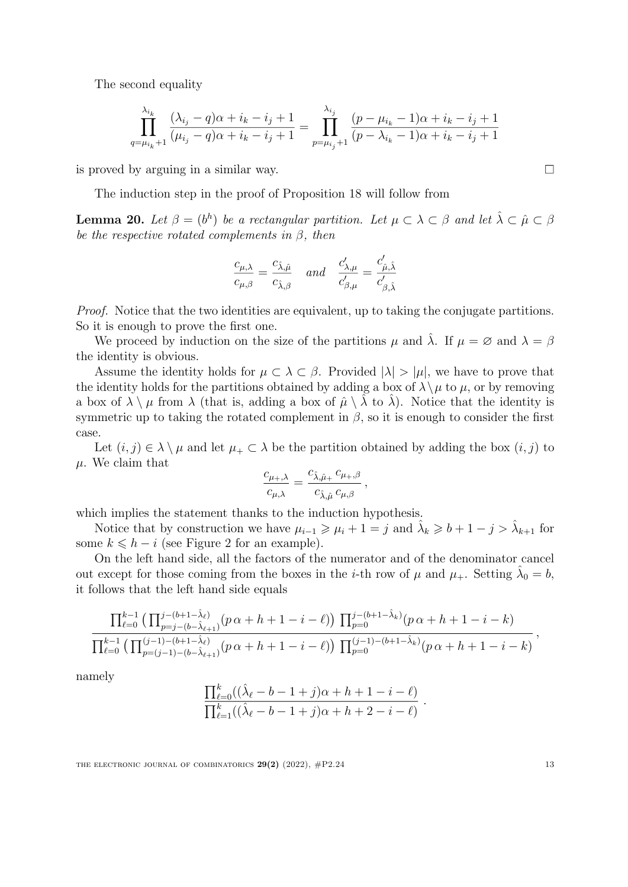The second equality

$$\prod_{q=\mu_{i_k}+1}^{\lambda_{i_k}} \frac{(\lambda_{i_j}-q)\alpha+i_k-i_j+1}{(\mu_{i_j}-q)\alpha+i_k-i_j+1} = \prod_{p=\mu_{i_j}+1}^{\lambda_{i_j}} \frac{(p-\mu_{i_k}-1)\alpha+i_k-i_j+1}{(p-\lambda_{i_k}-1)\alpha+i_k-i_j+1}$$

is proved by arguing in a similar way. □

The induction step in the proof of Proposition 18 will follow from

**Lemma 20.** *Let $\beta = (b^h)$ be a rectangular partition. Let $\mu \subset \lambda \subset \beta$ and let $\hat{\lambda} \subset \hat{\mu} \subset \beta$ be the respective rotated complements in $\beta$, then*

$$\frac{c_{\mu,\lambda}}{c_{\mu,\beta}} = \frac{c_{\hat{\lambda},\hat{\mu}}}{c_{\hat{\lambda},\beta}} \quad \textit{and} \quad \frac{c'_{\lambda,\mu}}{c'_{\beta,\mu}} = \frac{c'_{\hat{\mu},\hat{\lambda}}}{c'_{\beta,\hat{\lambda}}}$$

*Proof.* Notice that the two identities are equivalent, up to taking the conjugate partitions. So it is enough to prove the first one.

We proceed by induction on the size of the partitions $\mu$ and $\hat{\lambda}$. If $\mu = \varnothing$ and $\lambda = \beta$ the identity is obvious.

Assume the identity holds for $\mu \subset \lambda \subset \beta$. Provided $|\lambda| > |\mu|$, we have to prove that the identity holds for the partitions obtained by adding a box of $\lambda \setminus \mu$ to $\mu$, or by removing a box of $\lambda \setminus \mu$ from $\lambda$ (that is, adding a box of $\hat{\mu} \setminus \hat{\lambda}$ to $\hat{\lambda}$). Notice that the identity is symmetric up to taking the rotated complement in $\beta$, so it is enough to consider the first case.

Let $(i,j) \in \lambda \setminus \mu$ and let $\mu_+ \subset \lambda$ be the partition obtained by adding the box $(i,j)$ to $\mu$. We claim that

$$\frac{c_{\mu_+,\lambda}}{c_{\mu,\lambda}} = \frac{c_{\hat{\lambda},\hat{\mu}_+}\, c_{\mu_+,\beta}}{c_{\hat{\lambda},\hat{\mu}}\, c_{\mu,\beta}}\,,$$

which implies the statement thanks to the induction hypothesis.

Notice that by construction we have $\mu_{i-1} \geqslant \mu_i + 1 = j$ and $\hat{\lambda}_k \geqslant b+1-j > \hat{\lambda}_{k+1}$ for some $k \leqslant h-i$ (see Figure 2 for an example).

On the left hand side, all the factors of the numerator and of the denominator cancel out except for those coming from the boxes in the $i$-th row of $\mu$ and $\mu_+$. Setting $\hat{\lambda}_0 = b$, it follows that the left hand side equals

$$\frac{\prod_{\ell=0}^{k-1}\left(\prod_{p=j-(b-\hat{\lambda}_{\ell+1})}^{j-(b+1-\hat{\lambda}_\ell)}(p\,\alpha+h+1-i-\ell)\right)\prod_{p=0}^{j-(b+1-\hat{\lambda}_k)}(p\,\alpha+h+1-i-k)}{\prod_{\ell=0}^{k-1}\left(\prod_{p=(j-1)-(b-\hat{\lambda}_{\ell+1})}^{(j-1)-(b+1-\hat{\lambda}_\ell)}(p\,\alpha+h+1-i-\ell)\right)\prod_{p=0}^{(j-1)-(b+1-\hat{\lambda}_k)}(p\,\alpha+h+1-i-k)}\,,$$

namely

$$\frac{\prod_{\ell=0}^{k}((\hat{\lambda}_\ell-b-1+j)\alpha+h+1-i-\ell)}{\prod_{\ell=1}^{k}((\hat{\lambda}_\ell-b-1+j)\alpha+h+2-i-\ell)}\,.$$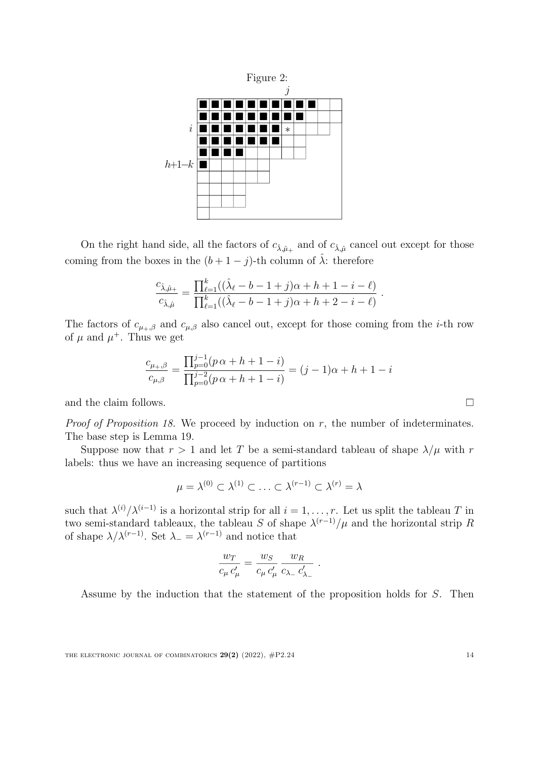Figure 2:

On the right hand side, all the factors of $c_{\hat\lambda,\hat\mu_+}$ and of $c_{\hat\lambda,\hat\mu}$ cancel out except for those coming from the boxes in the $(b+1-j)$-th column of $\hat\lambda$: therefore

$$\frac{c_{\hat\lambda,\hat\mu_+}}{c_{\hat\lambda,\hat\mu}} = \frac{\prod_{\ell=1}^{k}((\hat\lambda_\ell - b - 1 + j)\alpha + h + 1 - i - \ell)}{\prod_{\ell=1}^{k}((\hat\lambda_\ell - b - 1 + j)\alpha + h + 2 - i - \ell)} \ .$$

The factors of $c_{\mu_+,\beta}$ and $c_{\mu,\beta}$ also cancel out, except for those coming from the $i$-th row of $\mu$ and $\mu^+$. Thus we get

$$\frac{c_{\mu_+,\beta}}{c_{\mu,\beta}} = \frac{\prod_{p=0}^{j-1}(p\,\alpha + h + 1 - i)}{\prod_{p=0}^{j-2}(p\,\alpha + h + 1 - i)} = (j-1)\alpha + h + 1 - i$$

and the claim follows. □

*Proof of Proposition 18.* We proceed by induction on $r$, the number of indeterminates. The base step is Lemma 19.

Suppose now that $r > 1$ and let $T$ be a semi-standard tableau of shape $\lambda/\mu$ with $r$ labels: thus we have an increasing sequence of partitions

$$\mu = \lambda^{(0)} \subset \lambda^{(1)} \subset \ldots \subset \lambda^{(r-1)} \subset \lambda^{(r)} = \lambda$$

such that $\lambda^{(i)}/\lambda^{(i-1)}$ is a horizontal strip for all $i = 1, \ldots, r$. Let us split the tableau $T$ in two semi-standard tableaux, the tableau $S$ of shape $\lambda^{(r-1)}/\mu$ and the horizontal strip $R$ of shape $\lambda/\lambda^{(r-1)}$. Set $\lambda_- = \lambda^{(r-1)}$ and notice that

$$\frac{w_T}{c_\mu\, c'_\mu} = \frac{w_S}{c_\mu\, c'_\mu}\,\frac{w_R}{c_{\lambda_-}\, c'_{\lambda_-}} \ .$$

Assume by the induction that the statement of the proposition holds for $S$. Then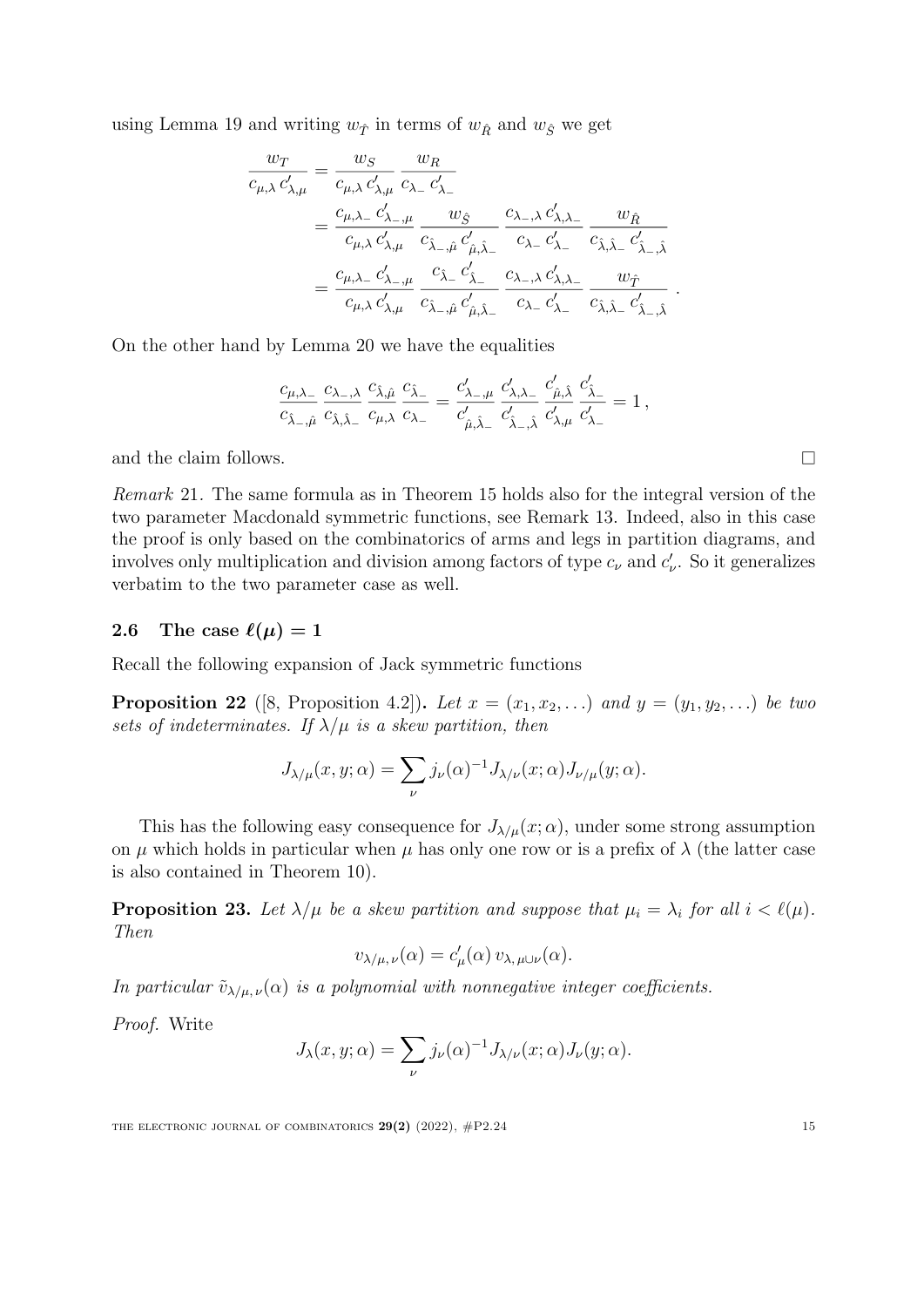using Lemma 19 and writing $w_{\hat{T}}$ in terms of $w_{\hat{R}}$ and $w_{\hat{S}}$ we get

$$
\begin{aligned}
\frac{w_T}{c_{\mu,\lambda}\, c'_{\lambda,\mu}} &= \frac{w_S}{c_{\mu,\lambda}\, c'_{\lambda,\mu}} \, \frac{w_R}{c_{\lambda_-}\, c'_{\lambda_-}} \\
&= \frac{c_{\mu,\lambda_-}\, c'_{\lambda_-,\mu}}{c_{\mu,\lambda}\, c'_{\lambda,\mu}} \, \frac{w_{\hat{S}}}{c_{\hat{\lambda}_-,\hat{\mu}}\, c'_{\hat{\mu},\hat{\lambda}_-}} \, \frac{c_{\lambda_-,\lambda}\, c'_{\lambda,\lambda_-}}{c_{\lambda_-}\, c'_{\lambda_-}} \, \frac{w_{\hat{R}}}{c_{\hat{\lambda},\hat{\lambda}_-}\, c'_{\hat{\lambda}_-,\hat{\lambda}}} \\
&= \frac{c_{\mu,\lambda_-}\, c'_{\lambda_-,\mu}}{c_{\mu,\lambda}\, c'_{\lambda,\mu}} \, \frac{c_{\hat{\lambda}_-}\, c'_{\hat{\lambda}_-}}{c_{\hat{\lambda}_-,\hat{\mu}}\, c'_{\hat{\mu},\hat{\lambda}_-}} \, \frac{c_{\lambda_-,\lambda}\, c'_{\lambda,\lambda_-}}{c_{\lambda_-}\, c'_{\lambda_-}} \, \frac{w_{\hat{T}}}{c_{\hat{\lambda},\hat{\lambda}_-}\, c'_{\hat{\lambda}_-,\hat{\lambda}}} \,.
\end{aligned}
$$

On the other hand by Lemma 20 we have the equalities

$$
\frac{c_{\mu,\lambda_-}}{c_{\hat{\lambda}_-,\hat{\mu}}} \, \frac{c_{\lambda_-,\lambda}}{c_{\hat{\lambda},\hat{\lambda}_-}} \, \frac{c_{\hat{\lambda},\hat{\mu}}}{c_{\mu,\lambda}} \, \frac{c_{\hat{\lambda}_-}}{c_{\lambda_-}} = \frac{c'_{\lambda_-,\mu}}{c'_{\hat{\mu},\hat{\lambda}_-}} \, \frac{c'_{\lambda,\lambda_-}}{c'_{\hat{\lambda}_-,\hat{\lambda}}} \, \frac{c'_{\hat{\mu},\hat{\lambda}}}{c'_{\lambda,\mu}} \, \frac{c'_{\hat{\lambda}_-}}{c'_{\lambda_-}} = 1 \,,
$$

and the claim follows. □

*Remark* 21. The same formula as in Theorem 15 holds also for the integral version of the two parameter Macdonald symmetric functions, see Remark 13. Indeed, also in this case the proof is only based on the combinatorics of arms and legs in partition diagrams, and involves only multiplication and division among factors of type $c_\nu$ and $c'_\nu$. So it generalizes verbatim to the two parameter case as well.

### 2.6 The case $\ell(\mu) = 1$

Recall the following expansion of Jack symmetric functions

**Proposition 22** ([8, Proposition 4.2])**.** *Let $x = (x_1, x_2, \dots)$ and $y = (y_1, y_2, \dots)$ be two sets of indeterminates. If $\lambda/\mu$ is a skew partition, then*

$$
J_{\lambda/\mu}(x, y; \alpha) = \sum_\nu j_\nu(\alpha)^{-1} J_{\lambda/\nu}(x; \alpha) J_{\nu/\mu}(y; \alpha).
$$

This has the following easy consequence for $J_{\lambda/\mu}(x; \alpha)$, under some strong assumption on $\mu$ which holds in particular when $\mu$ has only one row or is a prefix of $\lambda$ (the latter case is also contained in Theorem 10).

**Proposition 23.** *Let $\lambda/\mu$ be a skew partition and suppose that $\mu_i = \lambda_i$ for all $i < \ell(\mu)$. Then*

$$
v_{\lambda/\mu,\, \nu}(\alpha) = c'_\mu(\alpha)\, v_{\lambda,\, \mu \cup \nu}(\alpha).
$$

*In particular $\tilde{v}_{\lambda/\mu,\, \nu}(\alpha)$ is a polynomial with nonnegative integer coefficients.*

*Proof.* Write

$$
J_\lambda(x, y; \alpha) = \sum_\nu j_\nu(\alpha)^{-1} J_{\lambda/\nu}(x; \alpha) J_\nu(y; \alpha).
$$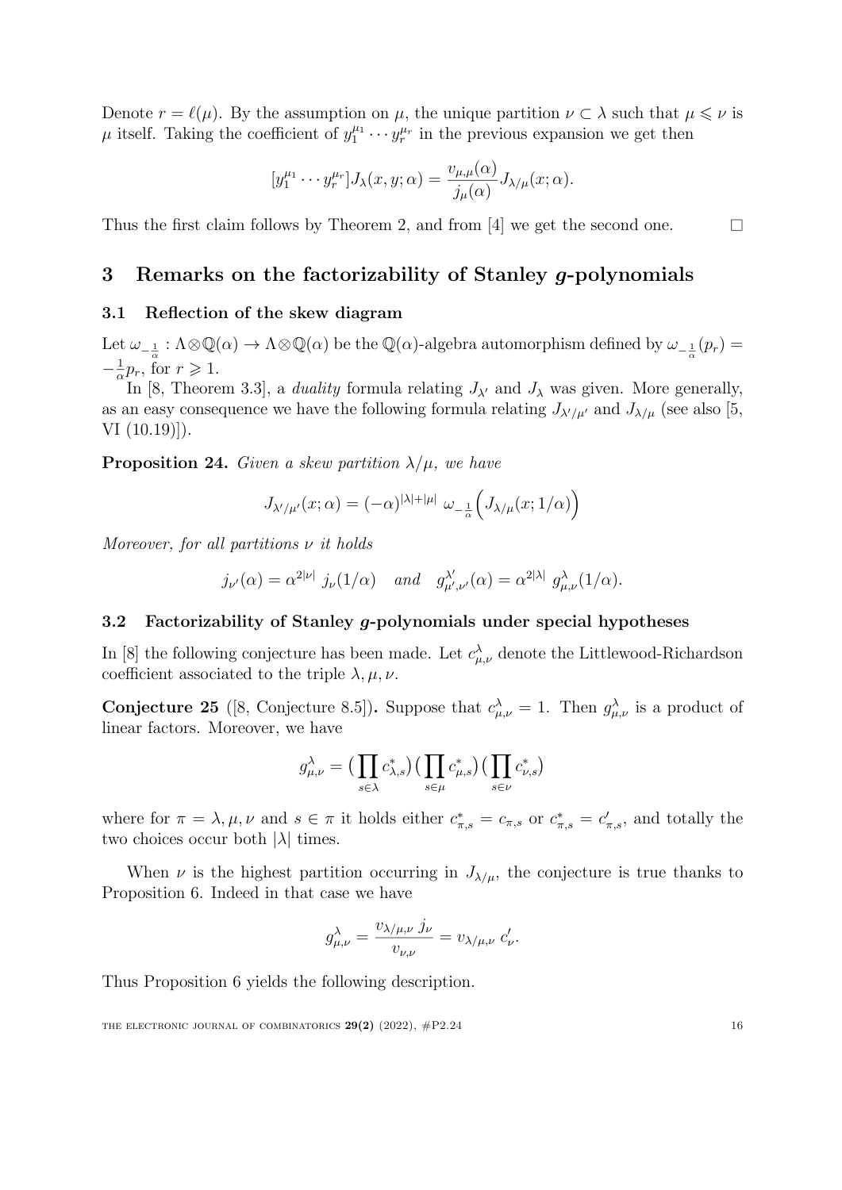Denote $r = \ell(\mu)$. By the assumption on $\mu$, the unique partition $\nu \subset \lambda$ such that $\mu \leqslant \nu$ is $\mu$ itself. Taking the coefficient of $y_1^{\mu_1} \cdots y_r^{\mu_r}$ in the previous expansion we get then

$$[y_1^{\mu_1} \cdots y_r^{\mu_r}] J_\lambda(x, y; \alpha) = \frac{v_{\mu,\mu}(\alpha)}{j_\mu(\alpha)} J_{\lambda/\mu}(x; \alpha).$$

Thus the first claim follows by Theorem 2, and from [4] we get the second one. $\square$

## 3 Remarks on the factorizability of Stanley $g$-polynomials

### 3.1 Reflection of the skew diagram

Let $\omega_{-\frac{1}{\alpha}} : \Lambda \otimes \mathbb{Q}(\alpha) \to \Lambda \otimes \mathbb{Q}(\alpha)$ be the $\mathbb{Q}(\alpha)$-algebra automorphism defined by $\omega_{-\frac{1}{\alpha}}(p_r) = -\frac{1}{\alpha} p_r$, for $r \geqslant 1$.

In [8, Theorem 3.3], a *duality* formula relating $J_{\lambda'}$ and $J_\lambda$ was given. More generally, as an easy consequence we have the following formula relating $J_{\lambda'/\mu'}$ and $J_{\lambda/\mu}$ (see also [5, VI (10.19)]).

**Proposition 24.** *Given a skew partition $\lambda/\mu$, we have*

$$J_{\lambda'/\mu'}(x; \alpha) = (-\alpha)^{|\lambda|+|\mu|} \; \omega_{-\frac{1}{\alpha}}\Big( J_{\lambda/\mu}(x; 1/\alpha) \Big)$$

*Moreover, for all partitions $\nu$ it holds*

$$j_{\nu'}(\alpha) = \alpha^{2|\nu|} \; j_\nu(1/\alpha) \quad \textit{and} \quad g^{\lambda'}_{\mu',\nu'}(\alpha) = \alpha^{2|\lambda|} \; g^{\lambda}_{\mu,\nu}(1/\alpha).$$

### 3.2 Factorizability of Stanley $g$-polynomials under special hypotheses

In [8] the following conjecture has been made. Let $c^\lambda_{\mu,\nu}$ denote the Littlewood-Richardson coefficient associated to the triple $\lambda, \mu, \nu$.

**Conjecture 25** ([8, Conjecture 8.5])**.** Suppose that $c^\lambda_{\mu,\nu} = 1$. Then $g^\lambda_{\mu,\nu}$ is a product of linear factors. Moreover, we have

$$g^\lambda_{\mu,\nu} = \big( \prod_{s \in \lambda} c^*_{\lambda,s} \big) \big( \prod_{s \in \mu} c^*_{\mu,s} \big) \big( \prod_{s \in \nu} c^*_{\nu,s} \big)$$

where for $\pi = \lambda, \mu, \nu$ and $s \in \pi$ it holds either $c^*_{\pi,s} = c_{\pi,s}$ or $c^*_{\pi,s} = c'_{\pi,s}$, and totally the two choices occur both $|\lambda|$ times.

When $\nu$ is the highest partition occurring in $J_{\lambda/\mu}$, the conjecture is true thanks to Proposition 6. Indeed in that case we have

$$g^\lambda_{\mu,\nu} = \frac{v_{\lambda/\mu,\nu} \, j_\nu}{v_{\nu,\nu}} = v_{\lambda/\mu,\nu} \; c'_\nu.$$

Thus Proposition 6 yields the following description.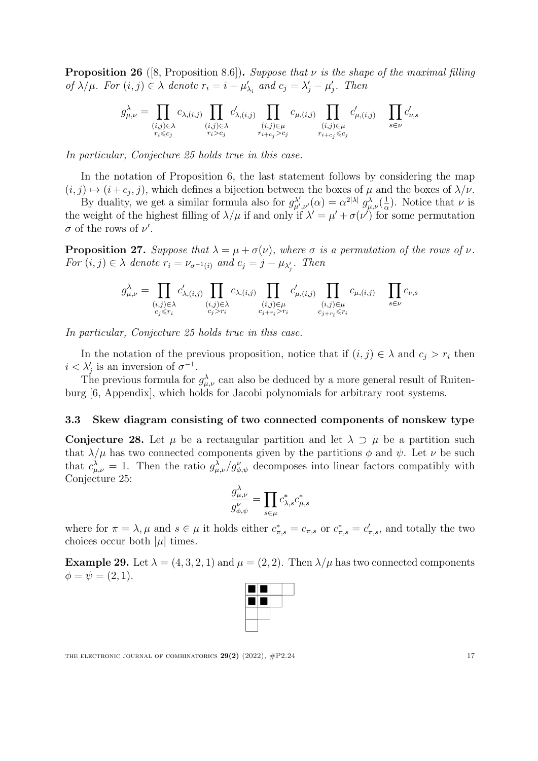**Proposition 26** ([8, Proposition 8.6])**.** *Suppose that $\nu$ is the shape of the maximal filling of $\lambda/\mu$. For $(i,j) \in \lambda$ denote $r_i = i - \mu'_{\lambda_i}$ and $c_j = \lambda'_j - \mu'_j$. Then*

$$g^{\lambda}_{\mu,\nu} = \prod_{\substack{(i,j)\in\lambda \\ r_i \leqslant c_j}} c_{\lambda,(i,j)} \prod_{\substack{(i,j)\in\lambda \\ r_i > c_j}} c'_{\lambda,(i,j)} \prod_{\substack{(i,j)\in\mu \\ r_{i+c_j} > c_j}} c_{\mu,(i,j)} \prod_{\substack{(i,j)\in\mu \\ r_{i+c_j} \leqslant c_j}} c'_{\mu,(i,j)} \prod_{s\in\nu} c'_{\nu,s}$$

*In particular, Conjecture 25 holds true in this case.*

In the notation of Proposition 6, the last statement follows by considering the map $(i,j) \mapsto (i+c_j, j)$, which defines a bijection between the boxes of $\mu$ and the boxes of $\lambda/\nu$.

By duality, we get a similar formula also for $g^{\lambda'}_{\mu',\nu'}(\alpha) = \alpha^{2|\lambda|}\, g^{\lambda}_{\mu,\nu}(\frac{1}{\alpha})$. Notice that $\nu$ is the weight of the highest filling of $\lambda/\mu$ if and only if $\lambda' = \mu' + \sigma(\nu')$ for some permutation $\sigma$ of the rows of $\nu'$.

**Proposition 27.** *Suppose that $\lambda = \mu + \sigma(\nu)$, where $\sigma$ is a permutation of the rows of $\nu$. For $(i,j) \in \lambda$ denote $r_i = \nu_{\sigma^{-1}(i)}$ and $c_j = j - \mu_{\lambda'_j}$. Then*

$$g^{\lambda}_{\mu,\nu} = \prod_{\substack{(i,j)\in\lambda \\ c_j \leqslant r_i}} c'_{\lambda,(i,j)} \prod_{\substack{(i,j)\in\lambda \\ c_j > r_i}} c_{\lambda,(i,j)} \prod_{\substack{(i,j)\in\mu \\ c_{j+r_i} > r_i}} c'_{\mu,(i,j)} \prod_{\substack{(i,j)\in\mu \\ c_{j+r_i} \leqslant r_i}} c_{\mu,(i,j)} \prod_{s\in\nu} c_{\nu,s}$$

*In particular, Conjecture 25 holds true in this case.*

In the notation of the previous proposition, notice that if $(i,j) \in \lambda$ and $c_j > r_i$ then $i < \lambda'_j$ is an inversion of $\sigma^{-1}$.

The previous formula for $g^{\lambda}_{\mu,\nu}$ can also be deduced by a more general result of Ruitenburg [6, Appendix], which holds for Jacobi polynomials for arbitrary root systems.

### 3.3 Skew diagram consisting of two connected components of nonskew type

**Conjecture 28.** Let $\mu$ be a rectangular partition and let $\lambda \supset \mu$ be a partition such that $\lambda/\mu$ has two connected components given by the partitions $\phi$ and $\psi$. Let $\nu$ be such that $c^{\lambda}_{\mu,\nu} = 1$. Then the ratio $g^{\lambda}_{\mu,\nu}/g^{\nu}_{\phi,\psi}$ decomposes into linear factors compatibly with Conjecture 25:

$$\frac{g^{\lambda}_{\mu,\nu}}{g^{\nu}_{\phi,\psi}} = \prod_{s\in\mu} c^*_{\lambda,s} c^*_{\mu,s}$$

where for $\pi = \lambda, \mu$ and $s \in \mu$ it holds either $c^*_{\pi,s} = c_{\pi,s}$ or $c^*_{\pi,s} = c'_{\pi,s}$, and totally the two choices occur both $|\mu|$ times.

**Example 29.** Let $\lambda = (4,3,2,1)$ and $\mu = (2,2)$. Then $\lambda/\mu$ has two connected components $\phi = \psi = (2,1)$.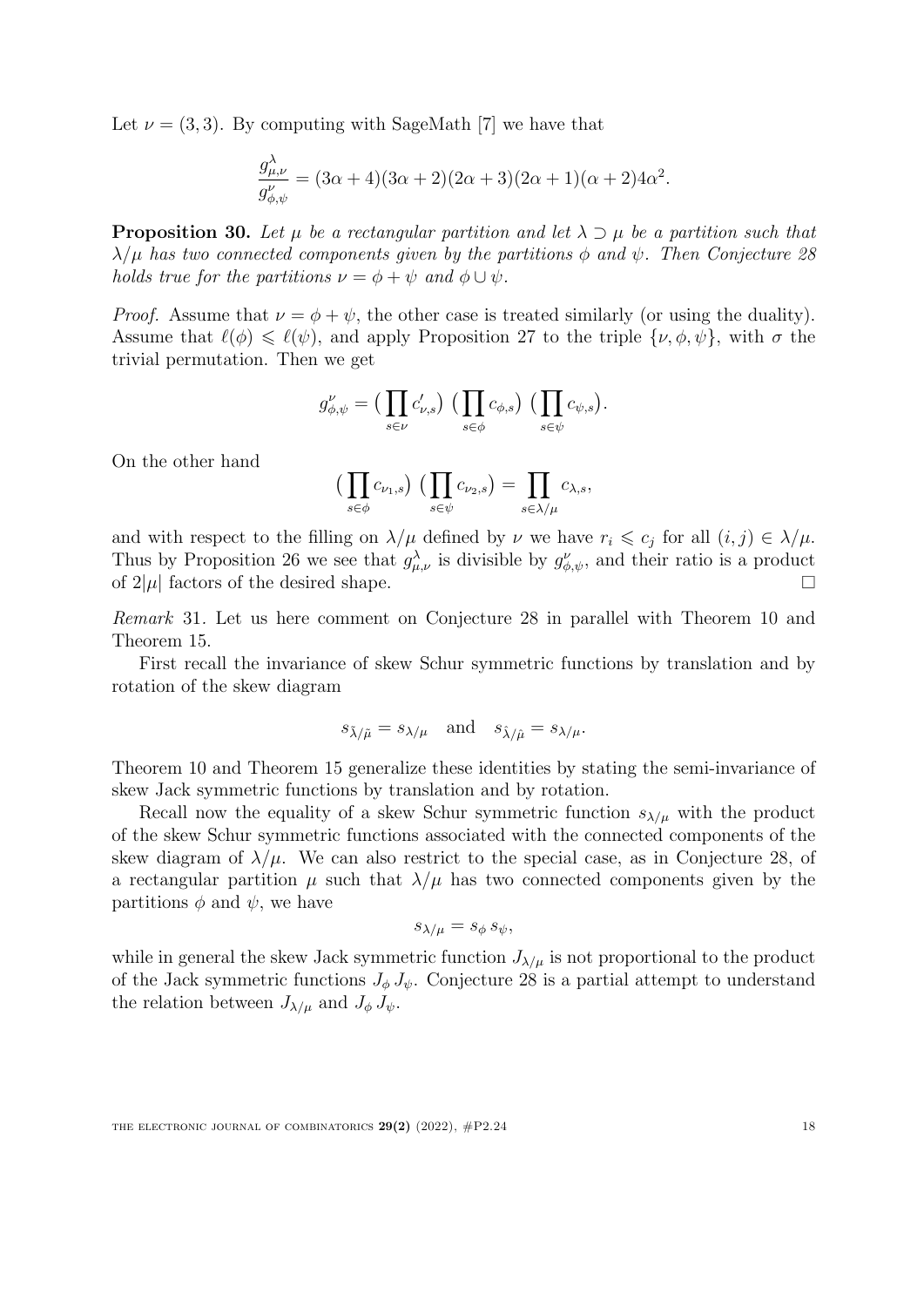Let $\nu = (3, 3)$. By computing with SageMath [7] we have that

$$\frac{g^{\lambda}_{\mu,\nu}}{g^{\nu}_{\phi,\psi}} = (3\alpha + 4)(3\alpha + 2)(2\alpha + 3)(2\alpha + 1)(\alpha + 2)4\alpha^2.$$

**Proposition 30.** *Let $\mu$ be a rectangular partition and let $\lambda \supset \mu$ be a partition such that $\lambda/\mu$ has two connected components given by the partitions $\phi$ and $\psi$. Then Conjecture 28 holds true for the partitions $\nu = \phi + \psi$ and $\phi \cup \psi$.*

*Proof.* Assume that $\nu = \phi + \psi$, the other case is treated similarly (or using the duality). Assume that $\ell(\phi) \leqslant \ell(\psi)$, and apply Proposition 27 to the triple $\{\nu, \phi, \psi\}$, with $\sigma$ the trivial permutation. Then we get

$$g^{\nu}_{\phi,\psi} = \big(\prod_{s\in\nu} c'_{\nu,s}\big)\ \big(\prod_{s\in\phi} c_{\phi,s}\big)\ \big(\prod_{s\in\psi} c_{\psi,s}\big).$$

On the other hand

$$\big(\prod_{s\in\phi} c_{\nu_1,s}\big)\ \big(\prod_{s\in\psi} c_{\nu_2,s}\big) = \prod_{s\in\lambda/\mu} c_{\lambda,s},$$

and with respect to the filling on $\lambda/\mu$ defined by $\nu$ we have $r_i \leqslant c_j$ for all $(i, j) \in \lambda/\mu$. Thus by Proposition 26 we see that $g^{\lambda}_{\mu,\nu}$ is divisible by $g^{\nu}_{\phi,\psi}$, and their ratio is a product of $2|\mu|$ factors of the desired shape. $\square$

*Remark* 31. Let us here comment on Conjecture 28 in parallel with Theorem 10 and Theorem 15.

First recall the invariance of skew Schur symmetric functions by translation and by rotation of the skew diagram

$$s_{\tilde{\lambda}/\tilde{\mu}} = s_{\lambda/\mu} \quad \text{and} \quad s_{\hat{\lambda}/\hat{\mu}} = s_{\lambda/\mu}.$$

Theorem 10 and Theorem 15 generalize these identities by stating the semi-invariance of skew Jack symmetric functions by translation and by rotation.

Recall now the equality of a skew Schur symmetric function $s_{\lambda/\mu}$ with the product of the skew Schur symmetric functions associated with the connected components of the skew diagram of $\lambda/\mu$. We can also restrict to the special case, as in Conjecture 28, of a rectangular partition $\mu$ such that $\lambda/\mu$ has two connected components given by the partitions $\phi$ and $\psi$, we have

$$s_{\lambda/\mu} = s_{\phi}\, s_{\psi},$$

while in general the skew Jack symmetric function $J_{\lambda/\mu}$ is not proportional to the product of the Jack symmetric functions $J_{\phi}\, J_{\psi}$. Conjecture 28 is a partial attempt to understand the relation between $J_{\lambda/\mu}$ and $J_{\phi}\, J_{\psi}$.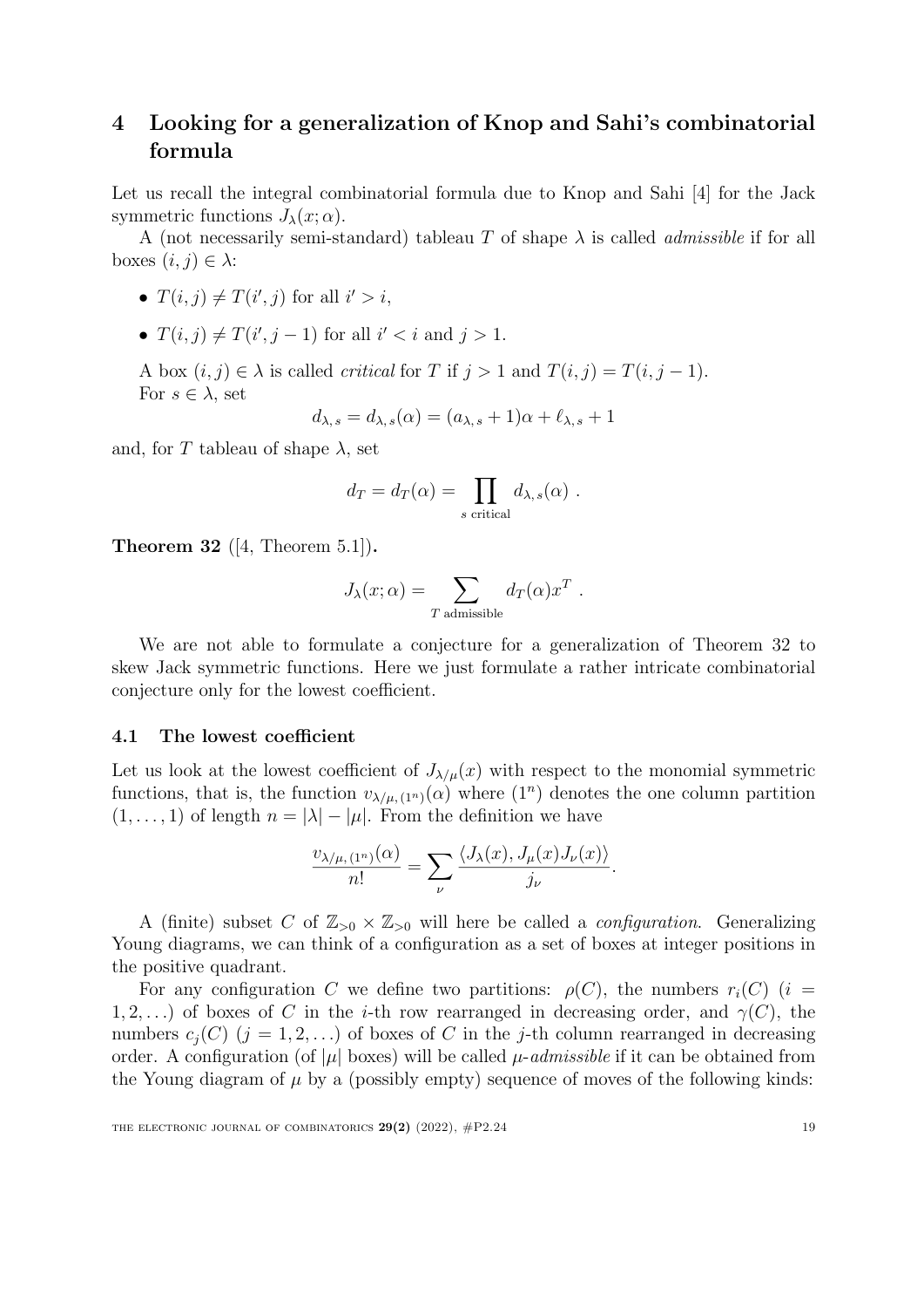# 4 Looking for a generalization of Knop and Sahi's combinatorial formula

Let us recall the integral combinatorial formula due to Knop and Sahi [4] for the Jack symmetric functions $J_\lambda(x;\alpha)$.

A (not necessarily semi-standard) tableau $T$ of shape $\lambda$ is called *admissible* if for all boxes $(i,j) \in \lambda$:

- $T(i,j) \neq T(i',j)$ for all $i' > i$,
- $T(i,j) \neq T(i',j-1)$ for all $i' < i$ and $j > 1$.

A box $(i,j) \in \lambda$ is called *critical* for $T$ if $j > 1$ and $T(i,j) = T(i,j-1)$.

For $s \in \lambda$, set

$$d_{\lambda,\,s} = d_{\lambda,\,s}(\alpha) = (a_{\lambda,\,s} + 1)\alpha + \ell_{\lambda,\,s} + 1$$

and, for $T$ tableau of shape $\lambda$, set

$$d_T = d_T(\alpha) = \prod_{s \text{ critical}} d_{\lambda,\,s}(\alpha)\ .$$

**Theorem 32** ([4, Theorem 5.1])**.**

$$J_\lambda(x;\alpha) = \sum_{T \text{ admissible}} d_T(\alpha) x^T\ .$$

We are not able to formulate a conjecture for a generalization of Theorem 32 to skew Jack symmetric functions. Here we just formulate a rather intricate combinatorial conjecture only for the lowest coefficient.

## 4.1 The lowest coefficient

Let us look at the lowest coefficient of $J_{\lambda/\mu}(x)$ with respect to the monomial symmetric functions, that is, the function $v_{\lambda/\mu,\,(1^n)}(\alpha)$ where $(1^n)$ denotes the one column partition $(1,\ldots,1)$ of length $n = |\lambda| - |\mu|$. From the definition we have

$$\frac{v_{\lambda/\mu,\,(1^n)}(\alpha)}{n!} = \sum_\nu \frac{\langle J_\lambda(x), J_\mu(x)J_\nu(x)\rangle}{j_\nu}.$$

A (finite) subset $C$ of $\mathbb{Z}_{>0} \times \mathbb{Z}_{>0}$ will here be called a *configuration*. Generalizing Young diagrams, we can think of a configuration as a set of boxes at integer positions in the positive quadrant.

For any configuration $C$ we define two partitions: $\rho(C)$, the numbers $r_i(C)$ ($i = 1,2,\ldots$) of boxes of $C$ in the $i$-th row rearranged in decreasing order, and $\gamma(C)$, the numbers $c_j(C)$ ($j = 1,2,\ldots$) of boxes of $C$ in the $j$-th column rearranged in decreasing order. A configuration (of $|\mu|$ boxes) will be called *$\mu$-admissible* if it can be obtained from the Young diagram of $\mu$ by a (possibly empty) sequence of moves of the following kinds: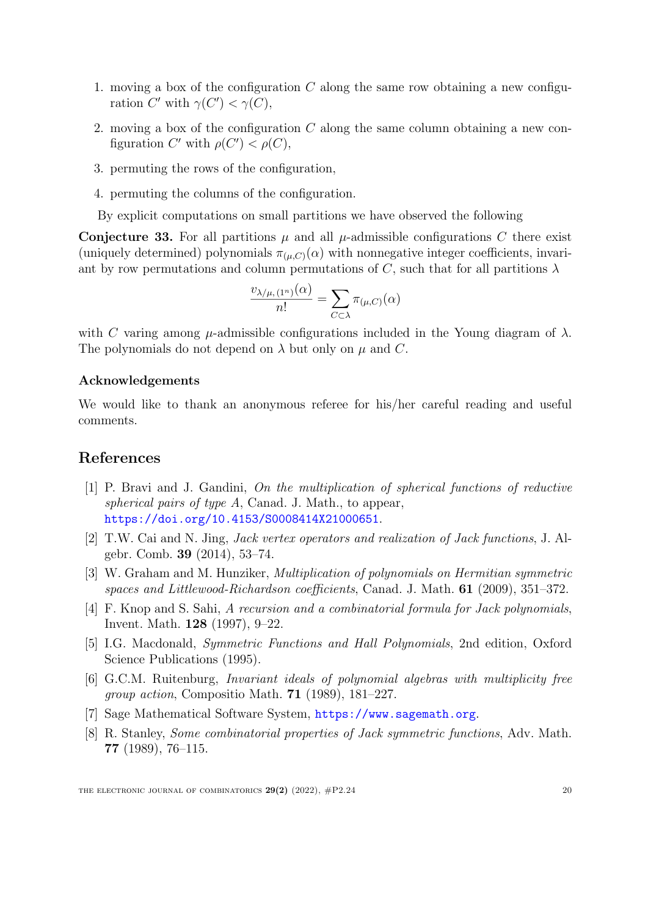1. moving a box of the configuration $C$ along the same row obtaining a new configuration $C'$ with $\gamma(C') < \gamma(C)$,
2. moving a box of the configuration $C$ along the same column obtaining a new configuration $C'$ with $\rho(C') < \rho(C)$,
3. permuting the rows of the configuration,
4. permuting the columns of the configuration.

By explicit computations on small partitions we have observed the following

**Conjecture 33.** For all partitions $\mu$ and all $\mu$-admissible configurations $C$ there exist (uniquely determined) polynomials $\pi_{(\mu,C)}(\alpha)$ with nonnegative integer coefficients, invariant by row permutations and column permutations of $C$, such that for all partitions $\lambda$

$$\frac{v_{\lambda/\mu,\,(1^n)}(\alpha)}{n!} = \sum_{C \subset \lambda} \pi_{(\mu,C)}(\alpha)$$

with $C$ varing among $\mu$-admissible configurations included in the Young diagram of $\lambda$. The polynomials do not depend on $\lambda$ but only on $\mu$ and $C$.

### Acknowledgements

We would like to thank an anonymous referee for his/her careful reading and useful comments.

## References

[1] P. Bravi and J. Gandini, *On the multiplication of spherical functions of reductive spherical pairs of type A*, Canad. J. Math., to appear, https://doi.org/10.4153/S0008414X21000651.

[2] T.W. Cai and N. Jing, *Jack vertex operators and realization of Jack functions*, J. Algebr. Comb. **39** (2014), 53–74.

[3] W. Graham and M. Hunziker, *Multiplication of polynomials on Hermitian symmetric spaces and Littlewood-Richardson coefficients*, Canad. J. Math. **61** (2009), 351–372.

[4] F. Knop and S. Sahi, *A recursion and a combinatorial formula for Jack polynomials*, Invent. Math. **128** (1997), 9–22.

[5] I.G. Macdonald, *Symmetric Functions and Hall Polynomials*, 2nd edition, Oxford Science Publications (1995).

[6] G.C.M. Ruitenburg, *Invariant ideals of polynomial algebras with multiplicity free group action*, Compositio Math. **71** (1989), 181–227.

[7] Sage Mathematical Software System, https://www.sagemath.org.

[8] R. Stanley, *Some combinatorial properties of Jack symmetric functions*, Adv. Math. **77** (1989), 76–115.